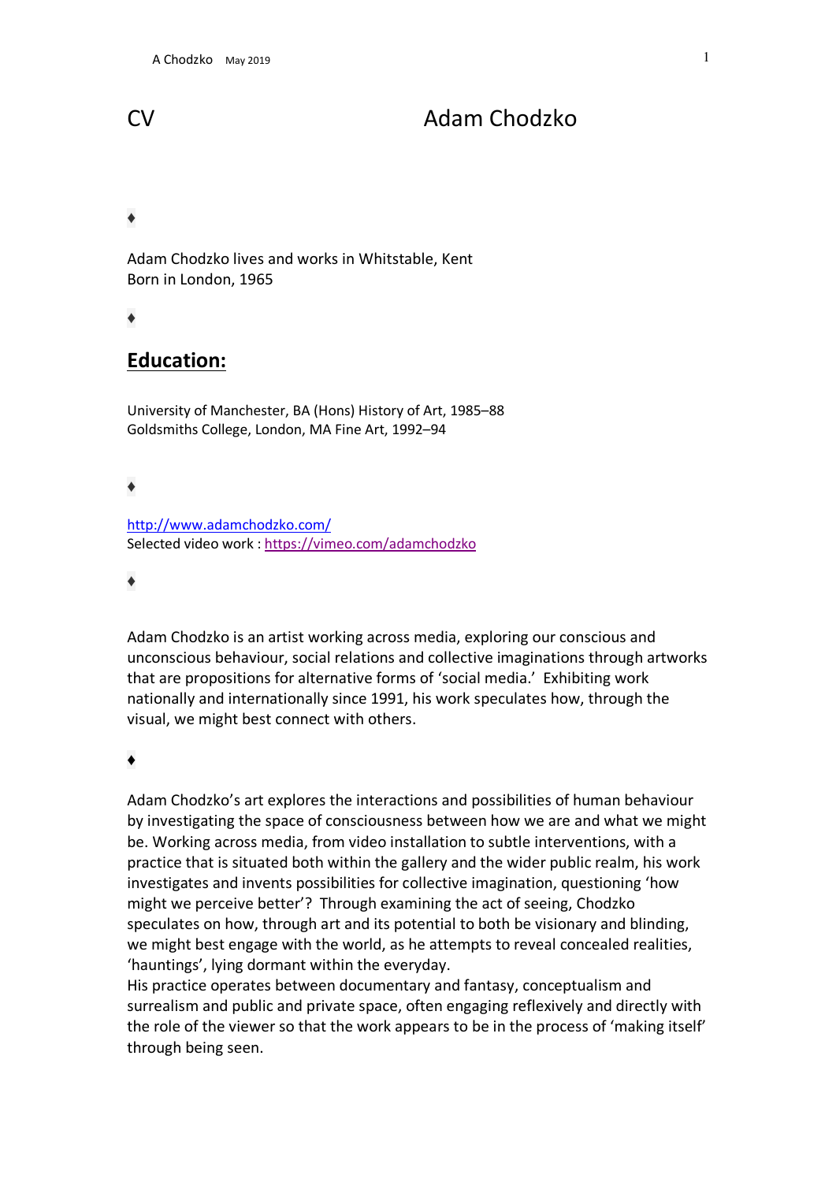# CV Adam Chodzko

♦

Adam Chodzko lives and works in Whitstable, Kent
Born in London, 1965

♦

## Education:

University of Manchester, BA (Hons) History of Art, 1985–88
Goldsmiths College, London, MA Fine Art, 1992–94

♦

[http://www.adamchodzko.com/](http://www.adamchodzko.com/)
Selected video work : [https://vimeo.com/adamchodzko](https://vimeo.com/adamchodzko)

♦

Adam Chodzko is an artist working across media, exploring our conscious and unconscious behaviour, social relations and collective imaginations through artworks that are propositions for alternative forms of 'social media.' Exhibiting work nationally and internationally since 1991, his work speculates how, through the visual, we might best connect with others.

♦

Adam Chodzko's art explores the interactions and possibilities of human behaviour by investigating the space of consciousness between how we are and what we might be. Working across media, from video installation to subtle interventions, with a practice that is situated both within the gallery and the wider public realm, his work investigates and invents possibilities for collective imagination, questioning 'how might we perceive better'? Through examining the act of seeing, Chodzko speculates on how, through art and its potential to both be visionary and blinding, we might best engage with the world, as he attempts to reveal concealed realities, 'hauntings', lying dormant within the everyday.
His practice operates between documentary and fantasy, conceptualism and surrealism and public and private space, often engaging reflexively and directly with the role of the viewer so that the work appears to be in the process of 'making itself' through being seen.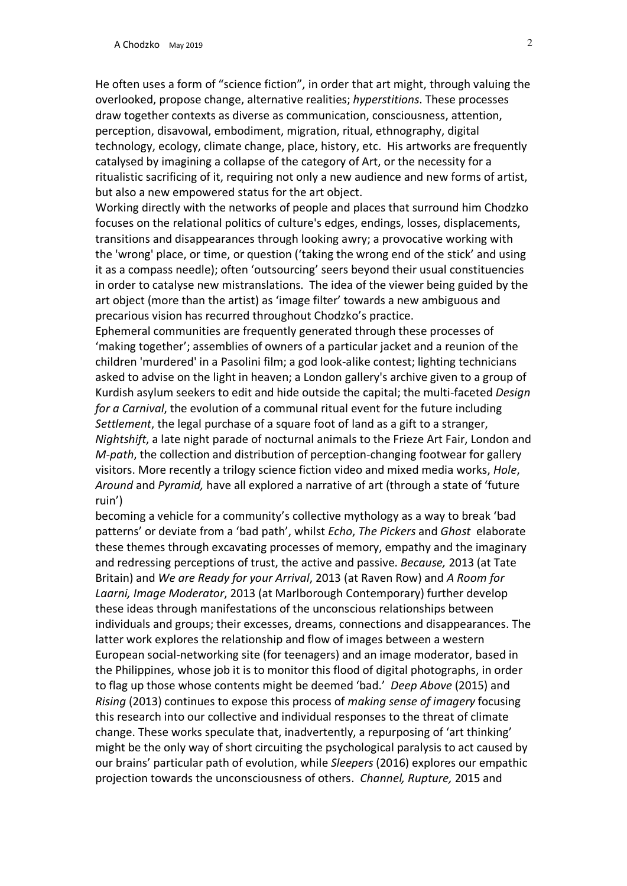He often uses a form of "science fiction", in order that art might, through valuing the overlooked, propose change, alternative realities; *hyperstitions*. These processes draw together contexts as diverse as communication, consciousness, attention, perception, disavowal, embodiment, migration, ritual, ethnography, digital technology, ecology, climate change, place, history, etc. His artworks are frequently catalysed by imagining a collapse of the category of Art, or the necessity for a ritualistic sacrificing of it, requiring not only a new audience and new forms of artist, but also a new empowered status for the art object.

Working directly with the networks of people and places that surround him Chodzko focuses on the relational politics of culture's edges, endings, losses, displacements, transitions and disappearances through looking awry; a provocative working with the 'wrong' place, or time, or question ('taking the wrong end of the stick' and using it as a compass needle); often 'outsourcing' seers beyond their usual constituencies in order to catalyse new mistranslations. The idea of the viewer being guided by the art object (more than the artist) as 'image filter' towards a new ambiguous and precarious vision has recurred throughout Chodzko's practice.

Ephemeral communities are frequently generated through these processes of 'making together'; assemblies of owners of a particular jacket and a reunion of the children 'murdered' in a Pasolini film; a god look-alike contest; lighting technicians asked to advise on the light in heaven; a London gallery's archive given to a group of Kurdish asylum seekers to edit and hide outside the capital; the multi-faceted *Design for a Carnival*, the evolution of a communal ritual event for the future including *Settlement*, the legal purchase of a square foot of land as a gift to a stranger, *Nightshift*, a late night parade of nocturnal animals to the Frieze Art Fair, London and *M-path*, the collection and distribution of perception-changing footwear for gallery visitors. More recently a trilogy science fiction video and mixed media works, *Hole*, *Around* and *Pyramid,* have all explored a narrative of art (through a state of 'future ruin')
becoming a vehicle for a community's collective mythology as a way to break 'bad patterns' or deviate from a 'bad path', whilst *Echo*, *The Pickers* and *Ghost* elaborate these themes through excavating processes of memory, empathy and the imaginary and redressing perceptions of trust, the active and passive. *Because,* 2013 (at Tate Britain) and *We are Ready for your Arrival*, 2013 (at Raven Row) and *A Room for Laarni, Image Moderator*, 2013 (at Marlborough Contemporary) further develop these ideas through manifestations of the unconscious relationships between individuals and groups; their excesses, dreams, connections and disappearances. The latter work explores the relationship and flow of images between a western European social-networking site (for teenagers) and an image moderator, based in the Philippines, whose job it is to monitor this flood of digital photographs, in order to flag up those whose contents might be deemed 'bad.' *Deep Above* (2015) and *Rising* (2013) continues to expose this process of *making sense of imagery* focusing this research into our collective and individual responses to the threat of climate change. These works speculate that, inadvertently, a repurposing of 'art thinking' might be the only way of short circuiting the psychological paralysis to act caused by our brains' particular path of evolution, while *Sleepers* (2016) explores our empathic projection towards the unconsciousness of others. *Channel, Rupture,* 2015 and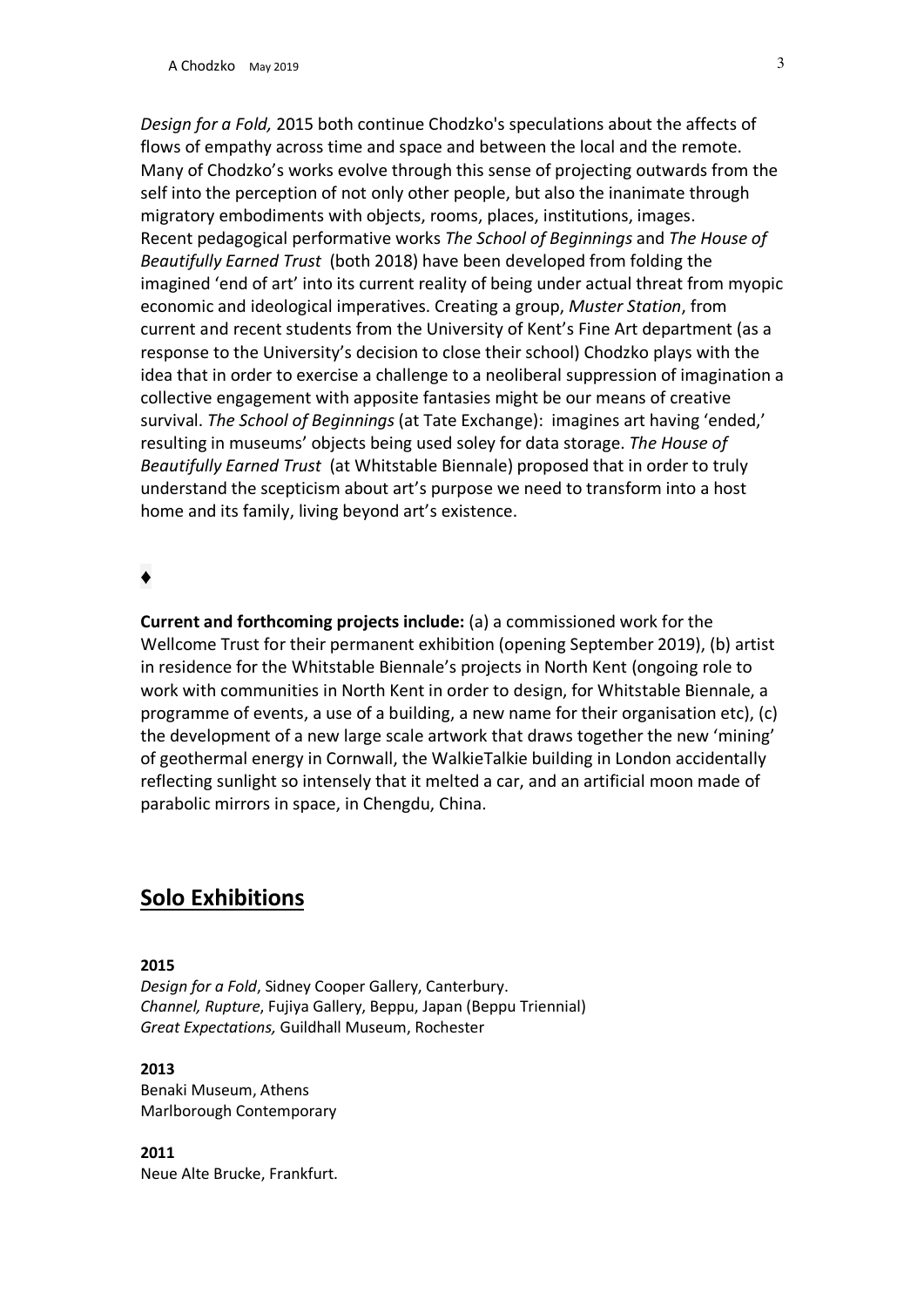*Design for a Fold,* 2015 both continue Chodzko's speculations about the affects of flows of empathy across time and space and between the local and the remote. Many of Chodzko's works evolve through this sense of projecting outwards from the self into the perception of not only other people, but also the inanimate through migratory embodiments with objects, rooms, places, institutions, images.
Recent pedagogical performative works *The School of Beginnings* and *The House of Beautifully Earned Trust* (both 2018) have been developed from folding the imagined 'end of art' into its current reality of being under actual threat from myopic economic and ideological imperatives. Creating a group, *Muster Station*, from current and recent students from the University of Kent's Fine Art department (as a response to the University's decision to close their school) Chodzko plays with the idea that in order to exercise a challenge to a neoliberal suppression of imagination a collective engagement with apposite fantasies might be our means of creative survival. *The School of Beginnings* (at Tate Exchange): imagines art having 'ended,' resulting in museums' objects being used soley for data storage. *The House of Beautifully Earned Trust* (at Whitstable Biennale) proposed that in order to truly understand the scepticism about art's purpose we need to transform into a host home and its family, living beyond art's existence.

♦

**Current and forthcoming projects include:** (a) a commissioned work for the Wellcome Trust for their permanent exhibition (opening September 2019), (b) artist in residence for the Whitstable Biennale's projects in North Kent (ongoing role to work with communities in North Kent in order to design, for Whitstable Biennale, a programme of events, a use of a building, a new name for their organisation etc), (c) the development of a new large scale artwork that draws together the new 'mining' of geothermal energy in Cornwall, the WalkieTalkie building in London accidentally reflecting sunlight so intensely that it melted a car, and an artificial moon made of parabolic mirrors in space, in Chengdu, China.

## Solo Exhibitions

**2015**
*Design for a Fold*, Sidney Cooper Gallery, Canterbury.
*Channel, Rupture*, Fujiya Gallery, Beppu, Japan (Beppu Triennial)
*Great Expectations,* Guildhall Museum, Rochester

**2013**
Benaki Museum, Athens
Marlborough Contemporary

**2011**
Neue Alte Brucke, Frankfurt.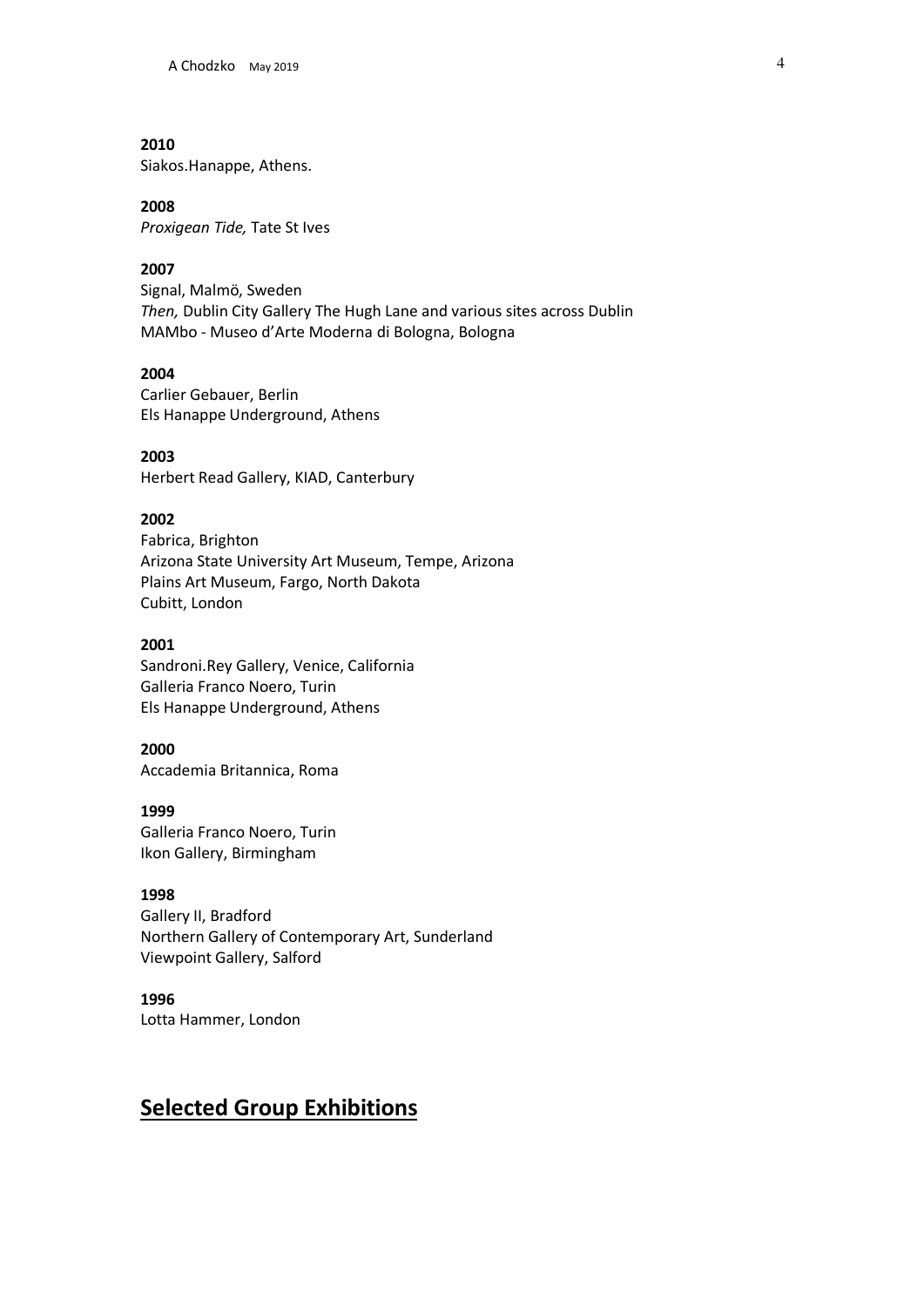**2010**
Siakos.Hanappe, Athens.

**2008**
*Proxigean Tide,* Tate St Ives

**2007**
Signal, Malmö, Sweden
*Then,* Dublin City Gallery The Hugh Lane and various sites across Dublin
MAMbo - Museo d'Arte Moderna di Bologna, Bologna

**2004**
Carlier Gebauer, Berlin
Els Hanappe Underground, Athens

**2003**
Herbert Read Gallery, KIAD, Canterbury

**2002**
Fabrica, Brighton
Arizona State University Art Museum, Tempe, Arizona
Plains Art Museum, Fargo, North Dakota
Cubitt, London

**2001**
Sandroni.Rey Gallery, Venice, California
Galleria Franco Noero, Turin
Els Hanappe Underground, Athens

**2000**
Accademia Britannica, Roma

**1999**
Galleria Franco Noero, Turin
Ikon Gallery, Birmingham

**1998**
Gallery II, Bradford
Northern Gallery of Contemporary Art, Sunderland
Viewpoint Gallery, Salford

**1996**
Lotta Hammer, London

## Selected Group Exhibitions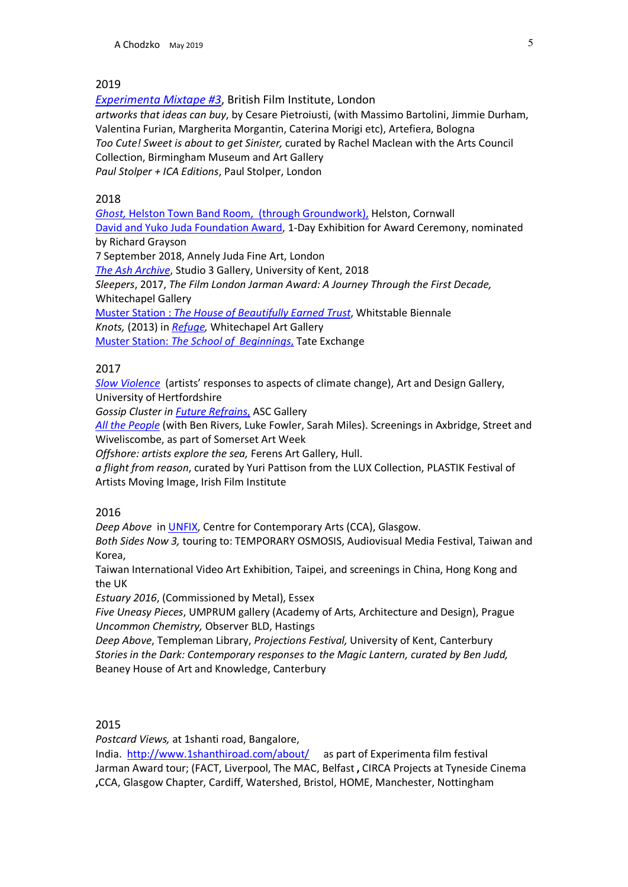2019

*Experimenta Mixtape #3*, British Film Institute, London
*artworks that ideas can buy*, by Cesare Pietroiusti, (with Massimo Bartolini, Jimmie Durham, Valentina Furian, Margherita Morgantin, Caterina Morigi etc), Artefiera, Bologna
*Too Cute! Sweet is about to get Sinister,* curated by Rachel Maclean with the Arts Council Collection, Birmingham Museum and Art Gallery
*Paul Stolper + ICA Editions*, Paul Stolper, London

2018

*Ghost,* Helston Town Band Room, (through Groundwork), Helston, Cornwall
David and Yuko Juda Foundation Award, 1-Day Exhibition for Award Ceremony, nominated by Richard Grayson
7 September 2018, Annely Juda Fine Art, London
*The Ash Archive*, Studio 3 Gallery, University of Kent, 2018
*Sleepers*, 2017, *The Film London Jarman Award: A Journey Through the First Decade,* Whitechapel Gallery
Muster Station : *The House of Beautifully Earned Trust*, Whitstable Biennale
*Knots,* (2013) in *Refuge,* Whitechapel Art Gallery
Muster Station: *The School of Beginnings,* Tate Exchange

2017

*Slow Violence* (artists' responses to aspects of climate change), Art and Design Gallery, University of Hertfordshire
*Gossip Cluster in Future Refrains,* ASC Gallery
*All the People* (with Ben Rivers, Luke Fowler, Sarah Miles). Screenings in Axbridge, Street and Wiveliscombe, as part of Somerset Art Week
*Offshore: artists explore the sea,* Ferens Art Gallery, Hull.
*a flight from reason*, curated by Yuri Pattison from the LUX Collection, PLASTIK Festival of Artists Moving Image, Irish Film Institute

2016

*Deep Above* in UNFIX, Centre for Contemporary Arts (CCA), Glasgow.
*Both Sides Now 3,* touring to: TEMPORARY OSMOSIS, Audiovisual Media Festival, Taiwan and Korea,
Taiwan International Video Art Exhibition, Taipei, and screenings in China, Hong Kong and the UK
*Estuary 2016*, (Commissioned by Metal), Essex
*Five Uneasy Pieces*, UMPRUM gallery (Academy of Arts, Architecture and Design), Prague
*Uncommon Chemistry,* Observer BLD, Hastings
*Deep Above*, Templeman Library, *Projections Festival,* University of Kent, Canterbury
*Stories in the Dark: Contemporary responses to the Magic Lantern, curated by Ben Judd,* Beaney House of Art and Knowledge, Canterbury

2015

*Postcard Views,* at 1shanti road, Bangalore,
India. http://www.1shanthiroad.com/about/ as part of Experimenta film festival
Jarman Award tour; (FACT, Liverpool, The MAC, Belfast **,** CIRCA Projects at Tyneside Cinema **,**CCA, Glasgow Chapter, Cardiff, Watershed, Bristol, HOME, Manchester, Nottingham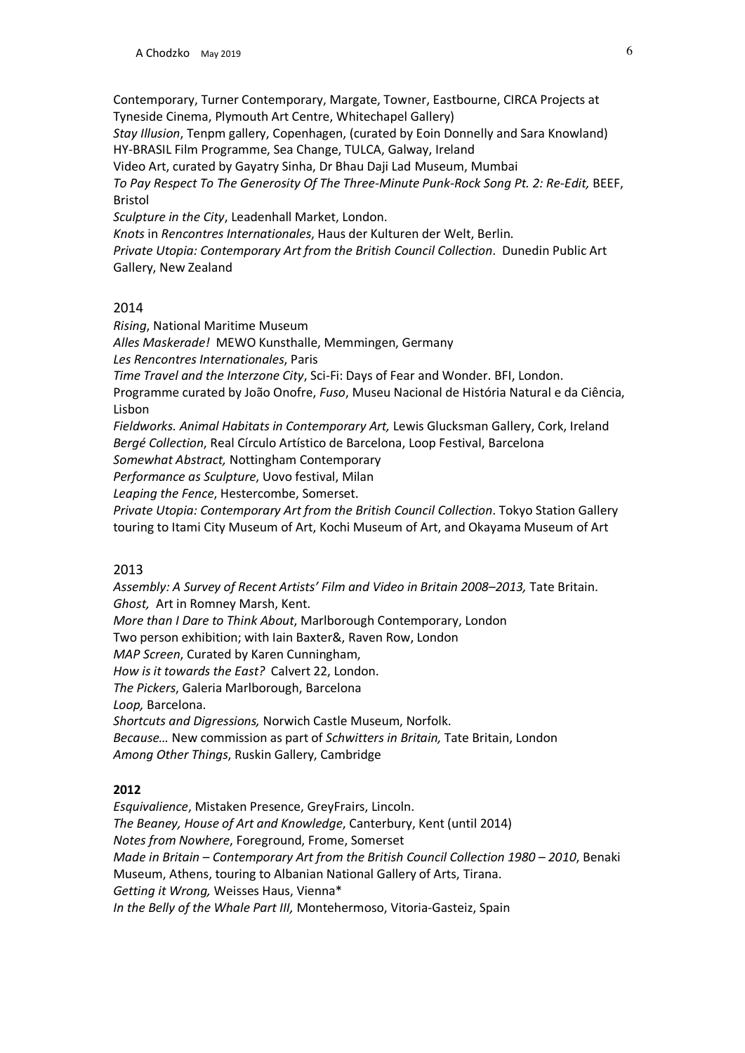Contemporary, Turner Contemporary, Margate, Towner, Eastbourne, CIRCA Projects at Tyneside Cinema, Plymouth Art Centre, Whitechapel Gallery)
*Stay Illusion*, Tenpm gallery, Copenhagen, (curated by Eoin Donnelly and Sara Knowland)
HY-BRASIL Film Programme, Sea Change, TULCA, Galway, Ireland
Video Art, curated by Gayatry Sinha, Dr Bhau Daji Lad Museum, Mumbai
*To Pay Respect To The Generosity Of The Three-Minute Punk-Rock Song Pt. 2: Re-Edit,* BEEF, Bristol
*Sculpture in the City*, Leadenhall Market, London.
*Knots* in *Rencontres Internationales*, Haus der Kulturen der Welt, Berlin.
*Private Utopia: Contemporary Art from the British Council Collection*. Dunedin Public Art Gallery, New Zealand

2014

*Rising*, National Maritime Museum
*Alles Maskerade!* MEWO Kunsthalle, Memmingen, Germany
*Les Rencontres Internationales*, Paris
*Time Travel and the Interzone City*, Sci-Fi: Days of Fear and Wonder. BFI, London.
Programme curated by João Onofre, *Fuso*, Museu Nacional de História Natural e da Ciência, Lisbon
*Fieldworks. Animal Habitats in Contemporary Art,* Lewis Glucksman Gallery, Cork, Ireland
*Bergé Collection*, Real Círculo Artístico de Barcelona, Loop Festival, Barcelona
*Somewhat Abstract,* Nottingham Contemporary
*Performance as Sculpture*, Uovo festival, Milan
*Leaping the Fence*, Hestercombe, Somerset.
*Private Utopia: Contemporary Art from the British Council Collection*. Tokyo Station Gallery touring to Itami City Museum of Art, Kochi Museum of Art, and Okayama Museum of Art

2013

*Assembly: A Survey of Recent Artists' Film and Video in Britain 2008–2013,* Tate Britain.
*Ghost,* Art in Romney Marsh, Kent.
*More than I Dare to Think About*, Marlborough Contemporary, London
Two person exhibition; with Iain Baxter&, Raven Row, London
*MAP Screen*, Curated by Karen Cunningham,
*How is it towards the East?* Calvert 22, London.
*The Pickers*, Galeria Marlborough, Barcelona
*Loop,* Barcelona.
*Shortcuts and Digressions,* Norwich Castle Museum, Norfolk.
*Because…* New commission as part of *Schwitters in Britain,* Tate Britain, London
*Among Other Things*, Ruskin Gallery, Cambridge

**2012**

*Esquivalience*, Mistaken Presence, GreyFrairs, Lincoln.
*The Beaney, House of Art and Knowledge*, Canterbury, Kent (until 2014)
*Notes from Nowhere*, Foreground, Frome, Somerset
*Made in Britain – Contemporary Art from the British Council Collection 1980 – 2010*, Benaki Museum, Athens, touring to Albanian National Gallery of Arts, Tirana.
*Getting it Wrong,* Weisses Haus, Vienna*
*In the Belly of the Whale Part III,* Montehermoso, Vitoria-Gasteiz, Spain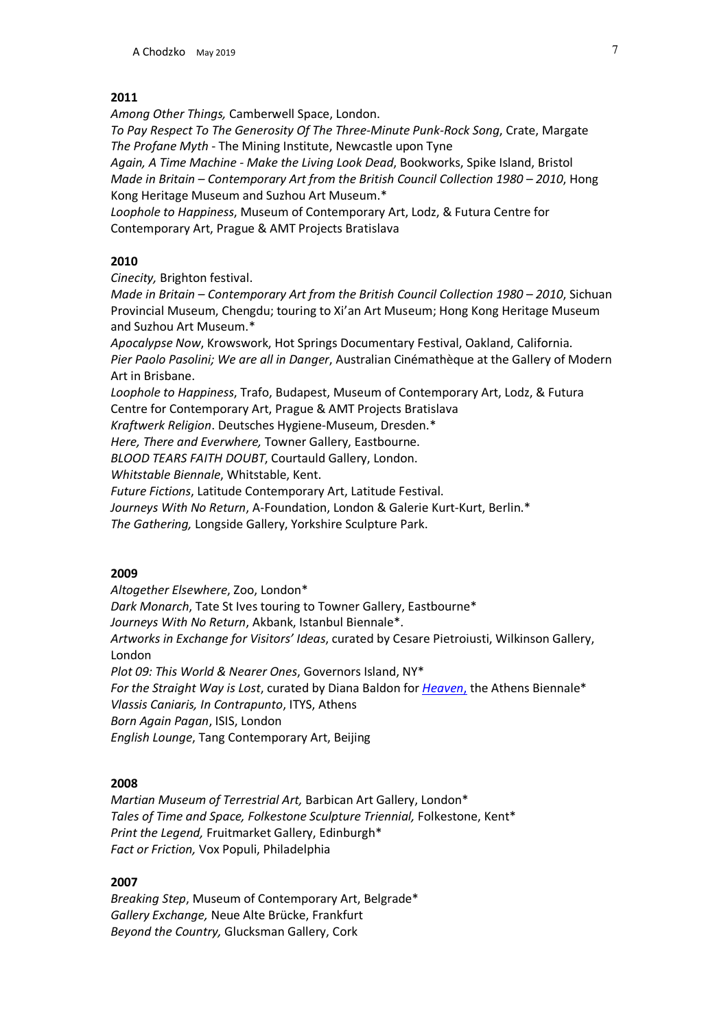**2011**

*Among Other Things,* Camberwell Space, London.
*To Pay Respect To The Generosity Of The Three-Minute Punk-Rock Song*, Crate, Margate
*The Profane Myth* - The Mining Institute, Newcastle upon Tyne
*Again, A Time Machine - Make the Living Look Dead*, Bookworks, Spike Island, Bristol
*Made in Britain – Contemporary Art from the British Council Collection 1980 – 2010*, Hong Kong Heritage Museum and Suzhou Art Museum.*
*Loophole to Happiness*, Museum of Contemporary Art, Lodz, & Futura Centre for Contemporary Art, Prague & AMT Projects Bratislava

**2010**

*Cinecity,* Brighton festival.
*Made in Britain – Contemporary Art from the British Council Collection 1980 – 2010*, Sichuan Provincial Museum, Chengdu; touring to Xi'an Art Museum; Hong Kong Heritage Museum and Suzhou Art Museum.*
*Apocalypse Now*, Krowswork, Hot Springs Documentary Festival, Oakland, California.
*Pier Paolo Pasolini; We are all in Danger*, Australian Cinémathèque at the Gallery of Modern Art in Brisbane.
*Loophole to Happiness*, Trafo, Budapest, Museum of Contemporary Art, Lodz, & Futura Centre for Contemporary Art, Prague & AMT Projects Bratislava
*Kraftwerk Religion*. Deutsches Hygiene-Museum, Dresden.*
*Here, There and Everwhere,* Towner Gallery, Eastbourne.
*BLOOD TEARS FAITH DOUBT*, Courtauld Gallery, London.
*Whitstable Biennale*, Whitstable, Kent.
*Future Fictions*, Latitude Contemporary Art, Latitude Festival.
*Journeys With No Return*, A-Foundation, London & Galerie Kurt-Kurt, Berlin.*
*The Gathering,* Longside Gallery, Yorkshire Sculpture Park.

**2009**

*Altogether Elsewhere*, Zoo, London*
*Dark Monarch*, Tate St Ives touring to Towner Gallery, Eastbourne*
*Journeys With No Return*, Akbank, Istanbul Biennale*.
*Artworks in Exchange for Visitors' Ideas*, curated by Cesare Pietroiusti, Wilkinson Gallery, London
*Plot 09: This World & Nearer Ones*, Governors Island, NY*
*For the Straight Way is Lost*, curated by Diana Baldon for *Heaven,* the Athens Biennale*
*Vlassis Caniaris, In Contrapunto*, ITYS, Athens
*Born Again Pagan*, ISIS, London
*English Lounge*, Tang Contemporary Art, Beijing

**2008**

*Martian Museum of Terrestrial Art,* Barbican Art Gallery, London*
*Tales of Time and Space, Folkestone Sculpture Triennial,* Folkestone, Kent*
*Print the Legend,* Fruitmarket Gallery, Edinburgh*
*Fact or Friction,* Vox Populi, Philadelphia

**2007**

*Breaking Step*, Museum of Contemporary Art, Belgrade*
*Gallery Exchange,* Neue Alte Brücke, Frankfurt
*Beyond the Country,* Glucksman Gallery, Cork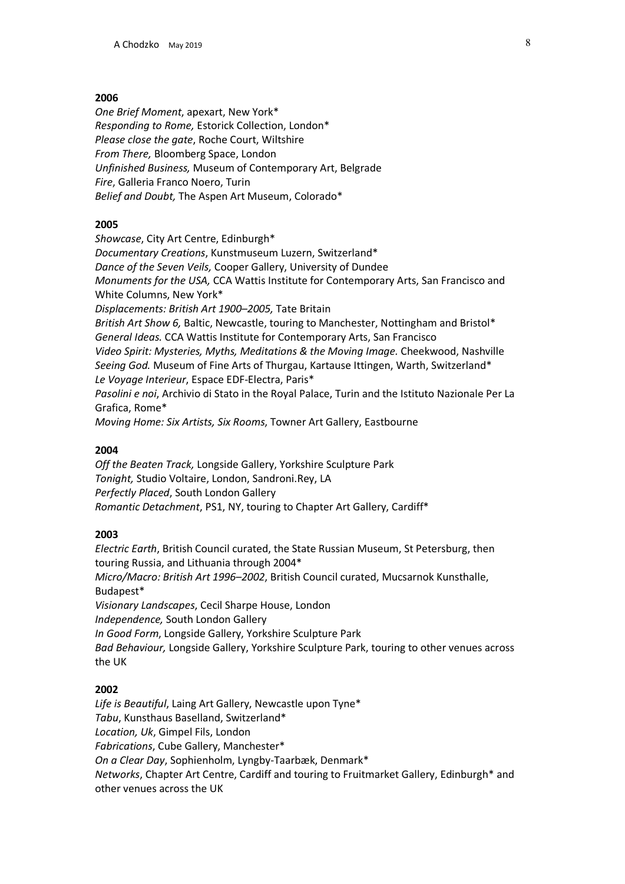**2006**

*One Brief Moment*, apexart, New York*
*Responding to Rome,* Estorick Collection, London*
*Please close the gate*, Roche Court, Wiltshire
*From There,* Bloomberg Space, London
*Unfinished Business,* Museum of Contemporary Art, Belgrade
*Fire*, Galleria Franco Noero, Turin
*Belief and Doubt,* The Aspen Art Museum, Colorado*

**2005**

*Showcase*, City Art Centre, Edinburgh*
*Documentary Creations*, Kunstmuseum Luzern, Switzerland*
*Dance of the Seven Veils,* Cooper Gallery, University of Dundee
*Monuments for the USA,* CCA Wattis Institute for Contemporary Arts, San Francisco and White Columns, New York*
*Displacements: British Art 1900–2005,* Tate Britain
*British Art Show 6,* Baltic, Newcastle, touring to Manchester, Nottingham and Bristol*
*General Ideas.* CCA Wattis Institute for Contemporary Arts, San Francisco
*Video Spirit: Mysteries, Myths, Meditations & the Moving Image.* Cheekwood, Nashville
*Seeing God.* Museum of Fine Arts of Thurgau, Kartause Ittingen, Warth, Switzerland*
*Le Voyage Interieur*, Espace EDF-Electra, Paris*
*Pasolini e noi*, Archivio di Stato in the Royal Palace, Turin and the Istituto Nazionale Per La Grafica, Rome*
*Moving Home: Six Artists, Six Rooms*, Towner Art Gallery, Eastbourne

**2004**

*Off the Beaten Track,* Longside Gallery, Yorkshire Sculpture Park
*Tonight,* Studio Voltaire, London, Sandroni.Rey, LA
*Perfectly Placed*, South London Gallery
*Romantic Detachment*, PS1, NY, touring to Chapter Art Gallery, Cardiff*

**2003**

*Electric Earth*, British Council curated, the State Russian Museum, St Petersburg, then touring Russia, and Lithuania through 2004*
*Micro/Macro: British Art 1996–2002*, British Council curated, Mucsarnok Kunsthalle, Budapest*
*Visionary Landscapes*, Cecil Sharpe House, London
*Independence,* South London Gallery
*In Good Form*, Longside Gallery, Yorkshire Sculpture Park
*Bad Behaviour,* Longside Gallery, Yorkshire Sculpture Park, touring to other venues across the UK

**2002**

*Life is Beautiful*, Laing Art Gallery, Newcastle upon Tyne*
*Tabu*, Kunsthaus Baselland, Switzerland*
*Location, Uk*, Gimpel Fils, London
*Fabrications*, Cube Gallery, Manchester*
*On a Clear Day*, Sophienholm, Lyngby-Taarbæk, Denmark*
*Networks*, Chapter Art Centre, Cardiff and touring to Fruitmarket Gallery, Edinburgh* and other venues across the UK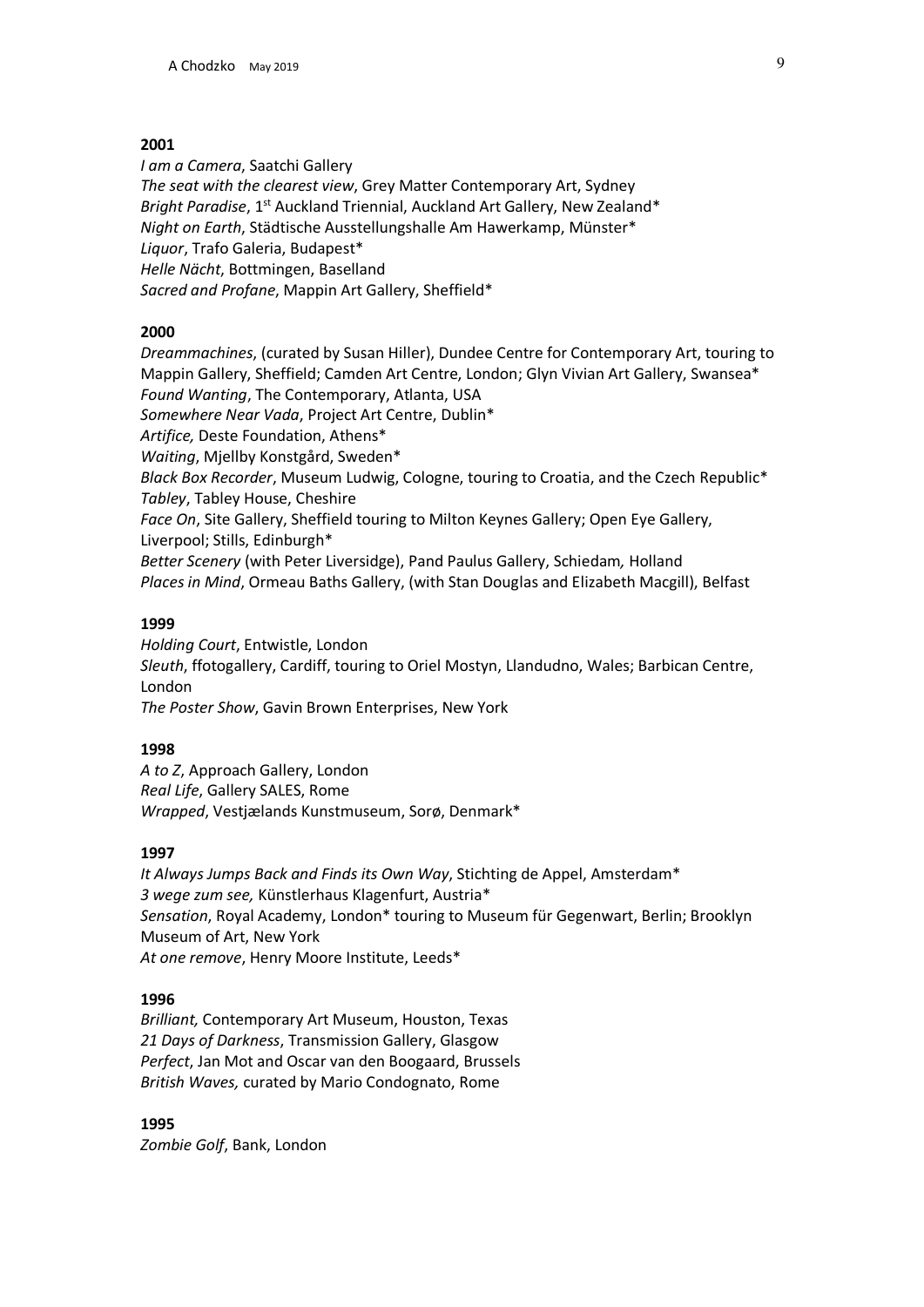**2001**

*I am a Camera*, Saatchi Gallery
*The seat with the clearest view*, Grey Matter Contemporary Art, Sydney
*Bright Paradise*, 1st Auckland Triennial, Auckland Art Gallery, New Zealand*
*Night on Earth*, Städtische Ausstellungshalle Am Hawerkamp, Münster*
*Liquor*, Trafo Galeria, Budapest*
*Helle Nächt*, Bottmingen, Baselland
*Sacred and Profane*, Mappin Art Gallery, Sheffield*

**2000**

*Dreammachines*, (curated by Susan Hiller), Dundee Centre for Contemporary Art, touring to Mappin Gallery, Sheffield; Camden Art Centre, London; Glyn Vivian Art Gallery, Swansea*
*Found Wanting*, The Contemporary, Atlanta, USA
*Somewhere Near Vada*, Project Art Centre, Dublin*
*Artifice,* Deste Foundation, Athens*
*Waiting*, Mjellby Konstgård, Sweden*
*Black Box Recorder*, Museum Ludwig, Cologne, touring to Croatia, and the Czech Republic*
*Tabley*, Tabley House, Cheshire
*Face On*, Site Gallery, Sheffield touring to Milton Keynes Gallery; Open Eye Gallery, Liverpool; Stills, Edinburgh*
*Better Scenery* (with Peter Liversidge), Pand Paulus Gallery, Schiedam*,* Holland
*Places in Mind*, Ormeau Baths Gallery, (with Stan Douglas and Elizabeth Macgill), Belfast

**1999**

*Holding Court*, Entwistle, London
*Sleuth*, ffotogallery, Cardiff, touring to Oriel Mostyn, Llandudno, Wales; Barbican Centre, London
*The Poster Show*, Gavin Brown Enterprises, New York

**1998**

*A to Z*, Approach Gallery, London
*Real Life*, Gallery SALES, Rome
*Wrapped*, Vestjælands Kunstmuseum, Sorø, Denmark*

**1997**

*It Always Jumps Back and Finds its Own Way*, Stichting de Appel, Amsterdam*
*3 wege zum see,* Künstlerhaus Klagenfurt, Austria*
*Sensation*, Royal Academy, London* touring to Museum für Gegenwart, Berlin; Brooklyn Museum of Art, New York
*At one remove*, Henry Moore Institute, Leeds*

**1996**

*Brilliant,* Contemporary Art Museum, Houston, Texas
*21 Days of Darkness*, Transmission Gallery, Glasgow
*Perfect*, Jan Mot and Oscar van den Boogaard, Brussels
*British Waves,* curated by Mario Condognato, Rome

**1995**

*Zombie Golf*, Bank, London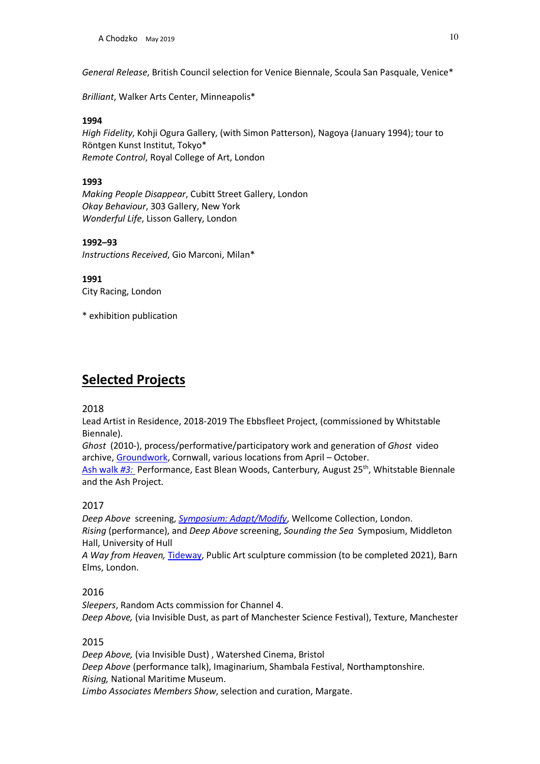*General Release*, British Council selection for Venice Biennale, Scoula San Pasquale, Venice*

*Brilliant*, Walker Arts Center, Minneapolis*

**1994**
*High Fidelity*, Kohji Ogura Gallery, (with Simon Patterson), Nagoya (January 1994); tour to Röntgen Kunst Institut, Tokyo*
*Remote Control*, Royal College of Art, London

**1993**
*Making People Disappear*, Cubitt Street Gallery, London
*Okay Behaviour*, 303 Gallery, New York
*Wonderful Life*, Lisson Gallery, London

**1992–93**
*Instructions Received*, Gio Marconi, Milan*

**1991**
City Racing, London

\* exhibition publication

## Selected Projects

2018
Lead Artist in Residence, 2018-2019 The Ebbsfleet Project, (commissioned by Whitstable Biennale).
*Ghost* (2010-), process/performative/participatory work and generation of *Ghost* video archive, Groundwork, Cornwall, various locations from April – October.
Ash walk *#3:* Performance, East Blean Woods, Canterbury, August 25th, Whitstable Biennale and the Ash Project.

2017
*Deep Above* screening, *Symposium: Adapt/Modify*, Wellcome Collection, London.
*Rising* (performance), and *Deep Above* screening, *Sounding the Sea* Symposium, Middleton Hall, University of Hull
*A Way from Heaven,* Tideway, Public Art sculpture commission (to be completed 2021), Barn Elms, London.

2016
*Sleepers*, Random Acts commission for Channel 4.
*Deep Above,* (via Invisible Dust, as part of Manchester Science Festival), Texture, Manchester

2015
*Deep Above,* (via Invisible Dust) , Watershed Cinema, Bristol
*Deep Above* (performance talk), Imaginarium, Shambala Festival, Northamptonshire.
*Rising,* National Maritime Museum.
*Limbo Associates Members Show*, selection and curation, Margate.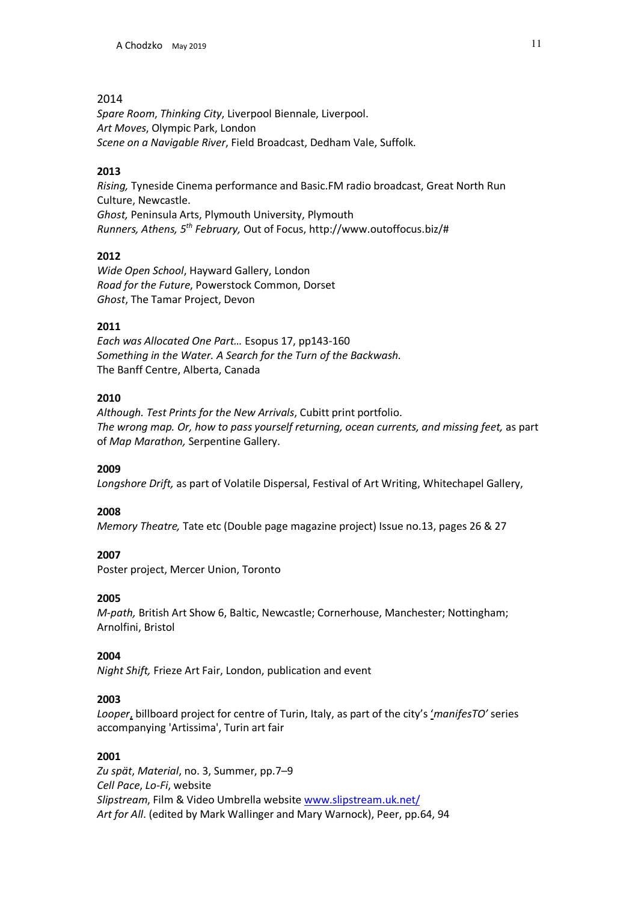2014

*Spare Room*, *Thinking City*, Liverpool Biennale, Liverpool.
*Art Moves*, Olympic Park, London
*Scene on a Navigable River*, Field Broadcast, Dedham Vale, Suffolk.

**2013**

*Rising,* Tyneside Cinema performance and Basic.FM radio broadcast, Great North Run Culture, Newcastle.
*Ghost,* Peninsula Arts, Plymouth University, Plymouth
*Runners, Athens, 5th February,* Out of Focus, http://www.outoffocus.biz/#

**2012**

*Wide Open School*, Hayward Gallery, London
*Road for the Future*, Powerstock Common, Dorset
*Ghost*, The Tamar Project, Devon

**2011**

*Each was Allocated One Part…* Esopus 17, pp143-160
*Something in the Water. A Search for the Turn of the Backwash.*
The Banff Centre, Alberta, Canada

**2010**

*Although. Test Prints for the New Arrivals*, Cubitt print portfolio.
*The wrong map. Or, how to pass yourself returning, ocean currents, and missing feet,* as part of *Map Marathon,* Serpentine Gallery.

**2009**

*Longshore Drift,* as part of Volatile Dispersal, Festival of Art Writing, Whitechapel Gallery,

**2008**

*Memory Theatre,* Tate etc (Double page magazine project) Issue no.13, pages 26 & 27

**2007**

Poster project, Mercer Union, Toronto

**2005**

*M-path,* British Art Show 6, Baltic, Newcastle; Cornerhouse, Manchester; Nottingham; Arnolfini, Bristol

**2004**

*Night Shift,* Frieze Art Fair, London, publication and event

**2003**

*Looper*, billboard project for centre of Turin, Italy, as part of the city's '*manifesTO'* series accompanying 'Artissima', Turin art fair

**2001**

*Zu spät*, *Material*, no. 3, Summer, pp.7–9
*Cell Pace*, *Lo-Fi*, website
*Slipstream*, Film & Video Umbrella website www.slipstream.uk.net/
*Art for All*. (edited by Mark Wallinger and Mary Warnock), Peer, pp.64, 94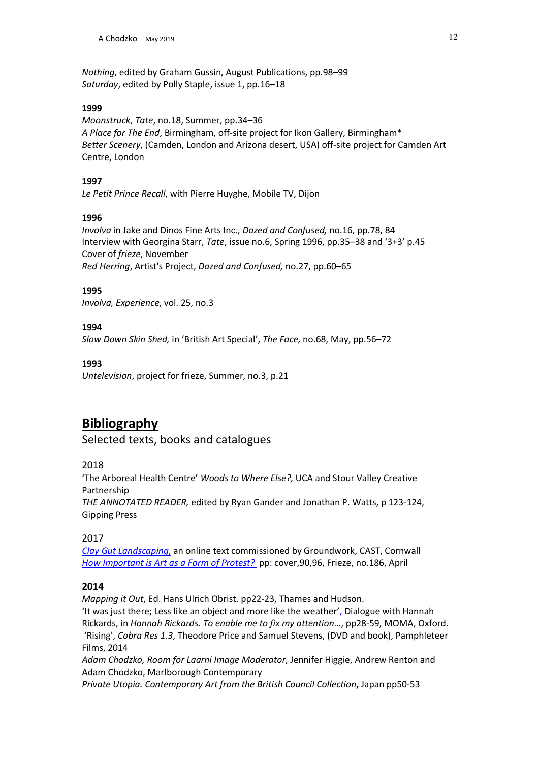*Nothing*, edited by Graham Gussin, August Publications, pp.98–99
*Saturday*, edited by Polly Staple, issue 1, pp.16–18

**1999**

*Moonstruck*, *Tate*, no.18, Summer, pp.34–36
*A Place for The End*, Birmingham, off-site project for Ikon Gallery, Birmingham*
*Better Scenery*, (Camden, London and Arizona desert, USA) off-site project for Camden Art Centre, London

**1997**

*Le Petit Prince Recall*, with Pierre Huyghe, Mobile TV, Dijon

**1996**

*Involva* in Jake and Dinos Fine Arts Inc., *Dazed and Confused,* no.16, pp.78, 84
Interview with Georgina Starr, *Tate*, issue no.6, Spring 1996, pp.35–38 and '3+3' p.45
Cover of *frieze*, November
*Red Herring*, Artist's Project, *Dazed and Confused,* no.27, pp.60–65

**1995**

*Involva, Experience*, vol. 25, no.3

**1994**

*Slow Down Skin Shed,* in 'British Art Special', *The Face,* no.68, May, pp.56–72

**1993**

*Untelevision*, project for frieze, Summer, no.3, p.21

## Bibliography

### Selected texts, books and catalogues

2018

'The Arboreal Health Centre' *Woods to Where Else?,* UCA and Stour Valley Creative Partnership
*THE ANNOTATED READER,* edited by Ryan Gander and Jonathan P. Watts, p 123-124, Gipping Press

2017

*Clay Gut Landscaping,* an online text commissioned by Groundwork, CAST, Cornwall
*How Important is Art as a Form of Protest?* pp: cover,90,96, Frieze, no.186, April

**2014**

*Mapping it Out*, Ed. Hans Ulrich Obrist. pp22-23, Thames and Hudson.
'It was just there; Less like an object and more like the weather', Dialogue with Hannah Rickards, in *Hannah Rickards. To enable me to fix my attention…*, pp28-59, MOMA, Oxford.
'Rising', *Cobra Res 1.3*, Theodore Price and Samuel Stevens, (DVD and book), Pamphleteer Films, 2014
*Adam Chodzko, Room for Laarni Image Moderator*, Jennifer Higgie, Andrew Renton and Adam Chodzko, Marlborough Contemporary
*Private Utopia. Contemporary Art from the British Council Collection***,** Japan pp50-53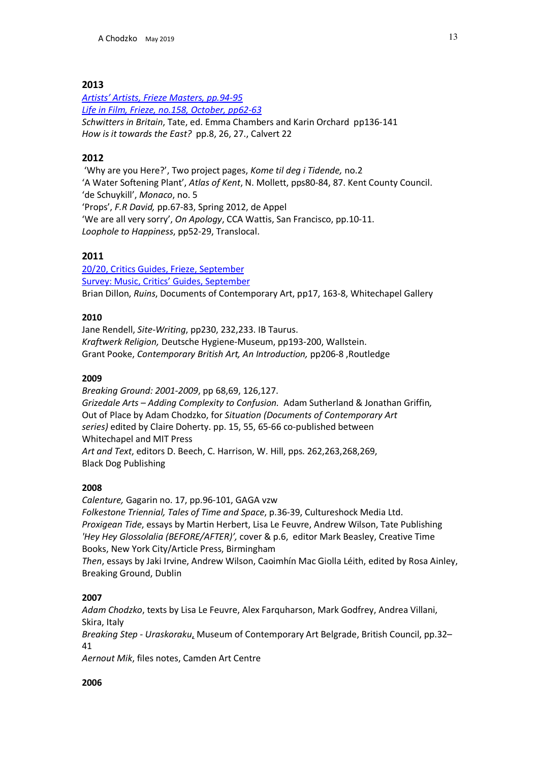## 2013

*Artists' Artists, Frieze Masters, pp.94-95*
*Life in Film, Frieze, no.158, October, pp62-63*
*Schwitters in Britain*, Tate, ed. Emma Chambers and Karin Orchard pp136-141
*How is it towards the East?* pp.8, 26, 27., Calvert 22

## 2012

'Why are you Here?', Two project pages, *Kome til deg i Tidende,* no.2
'A Water Softening Plant', *Atlas of Kent*, N. Mollett, pps80-84, 87. Kent County Council.
'de Schuykill', *Monaco*, no. 5
'Props', *F.R David,* pp.67-83, Spring 2012, de Appel
'We are all very sorry', *On Apology*, CCA Wattis, San Francisco, pp.10-11.
*Loophole to Happiness*, pp52-29, Translocal.

## 2011

20/20, Critics Guides, Frieze, September
Survey: Music, Critics' Guides, September
Brian Dillon, *Ruins*, Documents of Contemporary Art, pp17, 163-8, Whitechapel Gallery

## 2010

Jane Rendell, *Site-Writing*, pp230, 232,233. IB Taurus.
*Kraftwerk Religion,* Deutsche Hygiene-Museum, pp193-200, Wallstein.
Grant Pooke, *Contemporary British Art, An Introduction,* pp206-8 ,Routledge

## 2009

*Breaking Ground: 2001-2009*, pp 68,69, 126,127.
*Grizedale Arts – Adding Complexity to Confusion.* Adam Sutherland & Jonathan Griffin,
Out of Place by Adam Chodzko, for *Situation (Documents of Contemporary Art series)* edited by Claire Doherty. pp. 15, 55, 65-66 co-published between Whitechapel and MIT Press
*Art and Text*, editors D. Beech, C. Harrison, W. Hill, pps. 262,263,268,269, Black Dog Publishing

## 2008

*Calenture,* Gagarin no. 17, pp.96-101, GAGA vzw
*Folkestone Triennial, Tales of Time and Space*, p.36-39, Cultureshock Media Ltd.
*Proxigean Tide*, essays by Martin Herbert, Lisa Le Feuvre, Andrew Wilson, Tate Publishing
*'Hey Hey Glossolalia (BEFORE/AFTER)',* cover & p.6, editor Mark Beasley, Creative Time Books, New York City/Article Press, Birmingham
*Then*, essays by Jaki Irvine, Andrew Wilson, Caoimhín Mac Giolla Léith, edited by Rosa Ainley, Breaking Ground, Dublin

## 2007

*Adam Chodzko*, texts by Lisa Le Feuvre, Alex Farquharson, Mark Godfrey, Andrea Villani, Skira, Italy
*Breaking Step - Uraskoraku*, Museum of Contemporary Art Belgrade, British Council, pp.32–41
*Aernout Mik*, files notes, Camden Art Centre

## 2006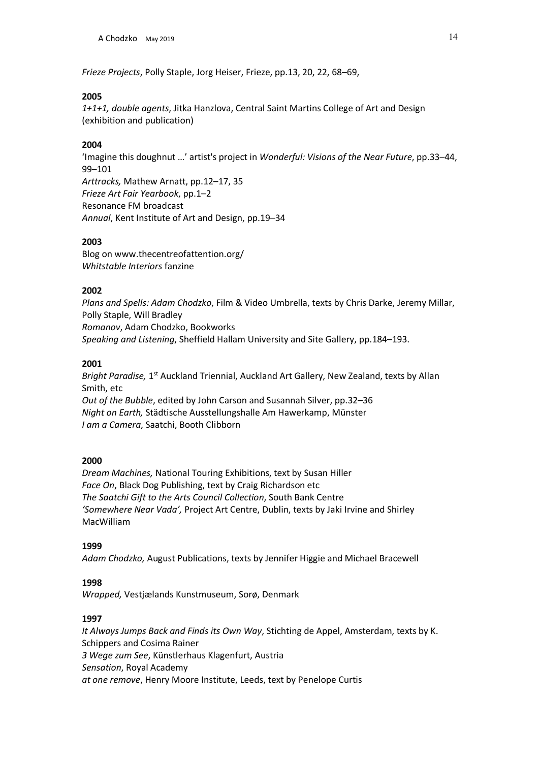*Frieze Projects*, Polly Staple, Jorg Heiser, Frieze, pp.13, 20, 22, 68–69,

**2005**

*1+1+1, double agents*, Jitka Hanzlova, Central Saint Martins College of Art and Design (exhibition and publication)

**2004**

'Imagine this doughnut …' artist's project in *Wonderful: Visions of the Near Future*, pp.33–44, 99–101
*Arttracks,* Mathew Arnatt, pp.12–17, 35
*Frieze Art Fair Yearbook*, pp.1–2
Resonance FM broadcast
*Annual*, Kent Institute of Art and Design, pp.19–34

**2003**

Blog on www.thecentreofattention.org/
*Whitstable Interiors* fanzine

**2002**

*Plans and Spells: Adam Chodzko*, Film & Video Umbrella, texts by Chris Darke, Jeremy Millar, Polly Staple, Will Bradley
*Romanov*, Adam Chodzko, Bookworks
*Speaking and Listening*, Sheffield Hallam University and Site Gallery, pp.184–193.

**2001**

*Bright Paradise,* 1st Auckland Triennial, Auckland Art Gallery, New Zealand, texts by Allan Smith, etc
*Out of the Bubble*, edited by John Carson and Susannah Silver, pp.32–36
*Night on Earth,* Städtische Ausstellungshalle Am Hawerkamp, Münster
*I am a Camera*, Saatchi, Booth Clibborn

**2000**

*Dream Machines,* National Touring Exhibitions, text by Susan Hiller
*Face On*, Black Dog Publishing, text by Craig Richardson etc
*The Saatchi Gift to the Arts Council Collection*, South Bank Centre
*'Somewhere Near Vada',* Project Art Centre, Dublin, texts by Jaki Irvine and Shirley MacWilliam

**1999**

*Adam Chodzko,* August Publications, texts by Jennifer Higgie and Michael Bracewell

**1998**

*Wrapped,* Vestjælands Kunstmuseum, Sorø, Denmark

**1997**

*It Always Jumps Back and Finds its Own Way*, Stichting de Appel, Amsterdam, texts by K. Schippers and Cosima Rainer
*3 Wege zum See*, Künstlerhaus Klagenfurt, Austria
*Sensation*, Royal Academy
*at one remove*, Henry Moore Institute, Leeds, text by Penelope Curtis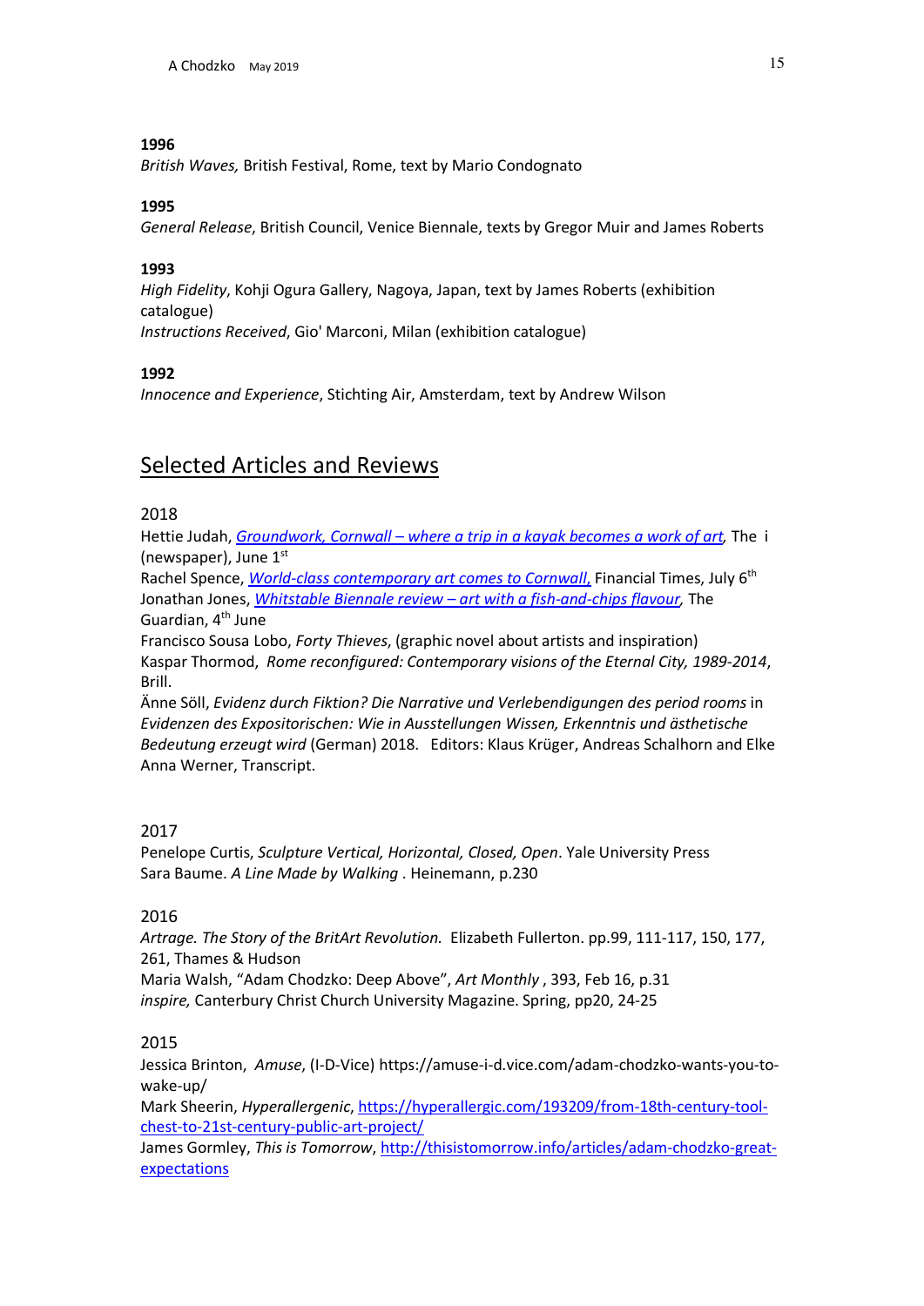**1996**
*British Waves,* British Festival, Rome, text by Mario Condognato

**1995**
*General Release*, British Council, Venice Biennale, texts by Gregor Muir and James Roberts

**1993**
*High Fidelity*, Kohji Ogura Gallery, Nagoya, Japan, text by James Roberts (exhibition catalogue)
*Instructions Received*, Gio' Marconi, Milan (exhibition catalogue)

**1992**
*Innocence and Experience*, Stichting Air, Amsterdam, text by Andrew Wilson

## Selected Articles and Reviews

2018
Hettie Judah, *Groundwork, Cornwall – where a trip in a kayak becomes a work of art,* The i (newspaper), June 1st
Rachel Spence, *World-class contemporary art comes to Cornwall,* Financial Times, July 6th
Jonathan Jones, *Whitstable Biennale review – art with a fish-and-chips flavour,* The Guardian, 4th June
Francisco Sousa Lobo, *Forty Thieves*, (graphic novel about artists and inspiration)
Kaspar Thormod, *Rome reconfigured: Contemporary visions of the Eternal City, 1989-2014*, Brill.
Änne Söll, *Evidenz durch Fiktion? Die Narrative und Verlebendigungen des period rooms* in *Evidenzen des Expositorischen: Wie in Ausstellungen Wissen, Erkenntnis und ästhetische Bedeutung erzeugt wird* (German) 2018. Editors: Klaus Krüger, Andreas Schalhorn and Elke Anna Werner, Transcript.

2017
Penelope Curtis, *Sculpture Vertical, Horizontal, Closed, Open*. Yale University Press
Sara Baume. *A Line Made by Walking* . Heinemann, p.230

2016
*Artrage. The Story of the BritArt Revolution.* Elizabeth Fullerton. pp.99, 111-117, 150, 177, 261, Thames & Hudson
Maria Walsh, "Adam Chodzko: Deep Above", *Art Monthly* , 393, Feb 16, p.31
*inspire,* Canterbury Christ Church University Magazine. Spring, pp20, 24-25

2015
Jessica Brinton, *Amuse*, (I-D-Vice) https://amuse-i-d.vice.com/adam-chodzko-wants-you-to-wake-up/
Mark Sheerin, *Hyperallergenic*, https://hyperallergic.com/193209/from-18th-century-tool-chest-to-21st-century-public-art-project/
James Gormley, *This is Tomorrow*, http://thisistomorrow.info/articles/adam-chodzko-great-expectations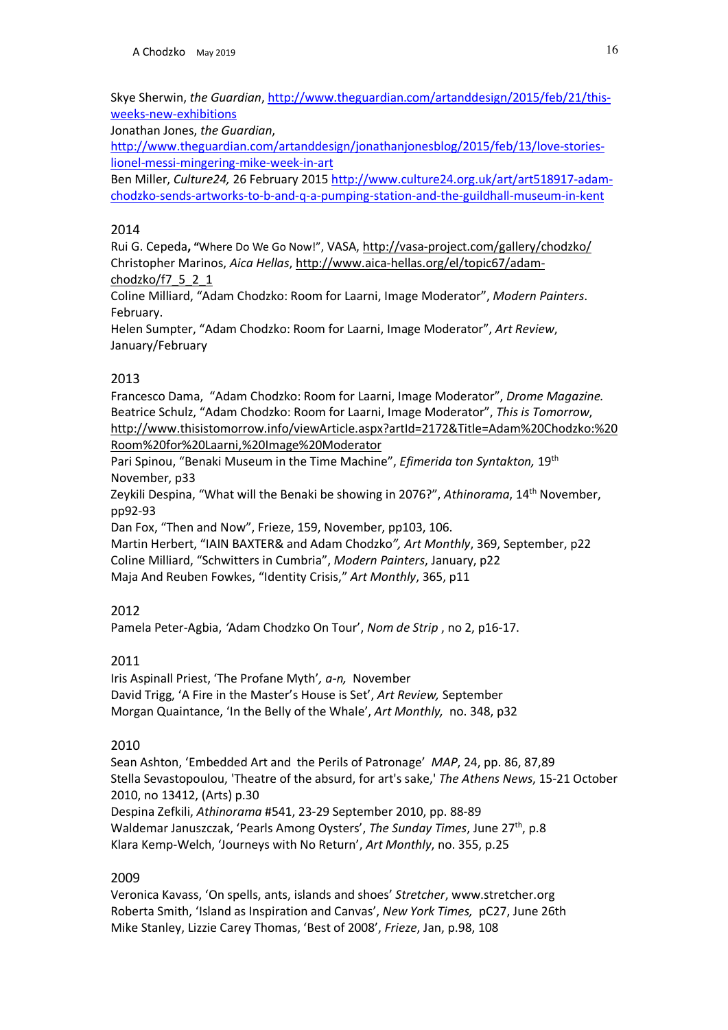Skye Sherwin, *the Guardian*, http://www.theguardian.com/artanddesign/2015/feb/21/this-weeks-new-exhibitions
Jonathan Jones, *the Guardian*, http://www.theguardian.com/artanddesign/jonathanjonesblog/2015/feb/13/love-stories-lionel-messi-mingering-mike-week-in-art
Ben Miller, *Culture24,* 26 February 2015 http://www.culture24.org.uk/art/art518917-adam-chodzko-sends-artworks-to-b-and-q-a-pumping-station-and-the-guildhall-museum-in-kent

2014

Rui G. Cepeda**, "**Where Do We Go Now!", VASA, http://vasa-project.com/gallery/chodzko/
Christopher Marinos, *Aica Hellas*, http://www.aica-hellas.org/el/topic67/adam-chodzko/f7_5_2_1
Coline Milliard, "Adam Chodzko: Room for Laarni, Image Moderator", *Modern Painters*. February.
Helen Sumpter, "Adam Chodzko: Room for Laarni, Image Moderator", *Art Review*, January/February

2013

Francesco Dama, "Adam Chodzko: Room for Laarni, Image Moderator", *Drome Magazine.*
Beatrice Schulz, "Adam Chodzko: Room for Laarni, Image Moderator", *This is Tomorrow*, http://www.thisistomorrow.info/viewArticle.aspx?artId=2172&Title=Adam%20Chodzko:%20Room%20for%20Laarni,%20Image%20Moderator
Pari Spinou, "Benaki Museum in the Time Machine", *Efimerida ton Syntakton,* 19th November, p33
Zeykili Despina, "What will the Benaki be showing in 2076?", *Athinorama*, 14th November, pp92-93
Dan Fox, "Then and Now", Frieze, 159, November, pp103, 106.
Martin Herbert, "IAIN BAXTER& and Adam Chodzko*", Art Monthly*, 369, September, p22
Coline Milliard, "Schwitters in Cumbria", *Modern Painters*, January, p22
Maja And Reuben Fowkes, "Identity Crisis," *Art Monthly*, 365, p11

2012

Pamela Peter-Agbia, 'Adam Chodzko On Tour', *Nom de Strip* , no 2, p16-17.

2011

Iris Aspinall Priest, 'The Profane Myth'*, a-n,* November
David Trigg, 'A Fire in the Master's House is Set', *Art Review,* September
Morgan Quaintance, 'In the Belly of the Whale', *Art Monthly,* no. 348, p32

2010

Sean Ashton, 'Embedded Art and the Perils of Patronage' *MAP*, 24, pp. 86, 87,89
Stella Sevastopoulou, 'Theatre of the absurd, for art's sake,' *The Athens News*, 15-21 October 2010, no 13412, (Arts) p.30
Despina Zefkili, *Athinorama* #541, 23-29 September 2010, pp. 88-89
Waldemar Januszczak, 'Pearls Among Oysters', *The Sunday Times*, June 27th, p.8
Klara Kemp-Welch, 'Journeys with No Return', *Art Monthly*, no. 355, p.25

2009

Veronica Kavass, 'On spells, ants, islands and shoes' *Stretcher*, www.stretcher.org
Roberta Smith, 'Island as Inspiration and Canvas', *New York Times,* pC27, June 26th
Mike Stanley, Lizzie Carey Thomas, 'Best of 2008', *Frieze*, Jan, p.98, 108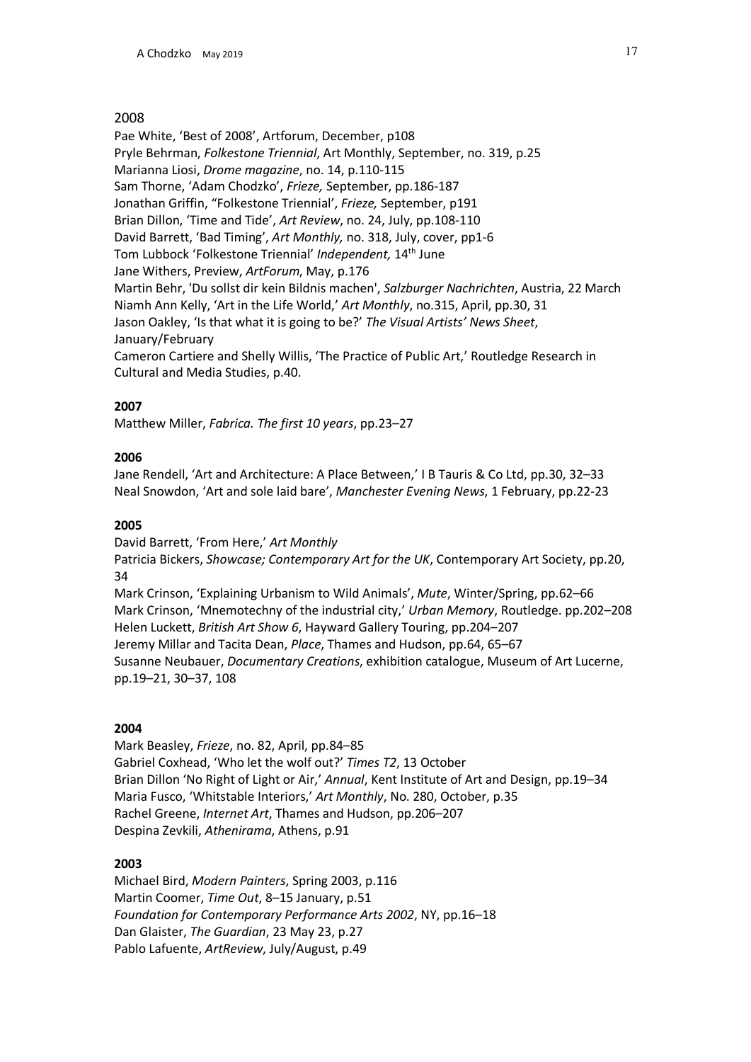2008

Pae White, 'Best of 2008', Artforum, December, p108
Pryle Behrman, *Folkestone Triennial*, Art Monthly, September, no. 319, p.25
Marianna Liosi, *Drome magazine*, no. 14, p.110-115
Sam Thorne, 'Adam Chodzko', *Frieze,* September, pp.186-187
Jonathan Griffin, "Folkestone Triennial', *Frieze,* September, p191
Brian Dillon, 'Time and Tide', *Art Review*, no. 24, July, pp.108-110
David Barrett, 'Bad Timing', *Art Monthly,* no. 318, July, cover, pp1-6
Tom Lubbock 'Folkestone Triennial' *Independent,* 14th June
Jane Withers, Preview, *ArtForum*, May, p.176
Martin Behr, 'Du sollst dir kein Bildnis machen', *Salzburger Nachrichten*, Austria, 22 March
Niamh Ann Kelly, 'Art in the Life World,' *Art Monthly*, no.315, April, pp.30, 31
Jason Oakley, 'Is that what it is going to be?' *The Visual Artists' News Sheet*, January/February
Cameron Cartiere and Shelly Willis, 'The Practice of Public Art,' Routledge Research in Cultural and Media Studies, p.40.

**2007**

Matthew Miller, *Fabrica. The first 10 years*, pp.23–27

**2006**

Jane Rendell, 'Art and Architecture: A Place Between,' I B Tauris & Co Ltd, pp.30, 32–33
Neal Snowdon, 'Art and sole laid bare', *Manchester Evening News*, 1 February, pp.22-23

**2005**

David Barrett, 'From Here,' *Art Monthly*
Patricia Bickers, *Showcase; Contemporary Art for the UK*, Contemporary Art Society, pp.20, 34
Mark Crinson, 'Explaining Urbanism to Wild Animals', *Mute*, Winter/Spring, pp.62–66
Mark Crinson, 'Mnemotechny of the industrial city,' *Urban Memory*, Routledge. pp.202–208
Helen Luckett, *British Art Show 6*, Hayward Gallery Touring, pp.204–207
Jeremy Millar and Tacita Dean, *Place*, Thames and Hudson, pp.64, 65–67
Susanne Neubauer, *Documentary Creations*, exhibition catalogue, Museum of Art Lucerne, pp.19–21, 30–37, 108

**2004**

Mark Beasley, *Frieze*, no. 82, April, pp.84–85
Gabriel Coxhead, 'Who let the wolf out?' *Times T2*, 13 October
Brian Dillon 'No Right of Light or Air,' *Annual*, Kent Institute of Art and Design, pp.19–34
Maria Fusco, 'Whitstable Interiors,' *Art Monthly*, No. 280, October, p.35
Rachel Greene, *Internet Art*, Thames and Hudson, pp.206–207
Despina Zevkili, *Athenirama*, Athens, p.91

**2003**

Michael Bird, *Modern Painters*, Spring 2003, p.116
Martin Coomer, *Time Out*, 8–15 January, p.51
*Foundation for Contemporary Performance Arts 2002*, NY, pp.16–18
Dan Glaister, *The Guardian*, 23 May 23, p.27
Pablo Lafuente, *ArtReview*, July/August, p.49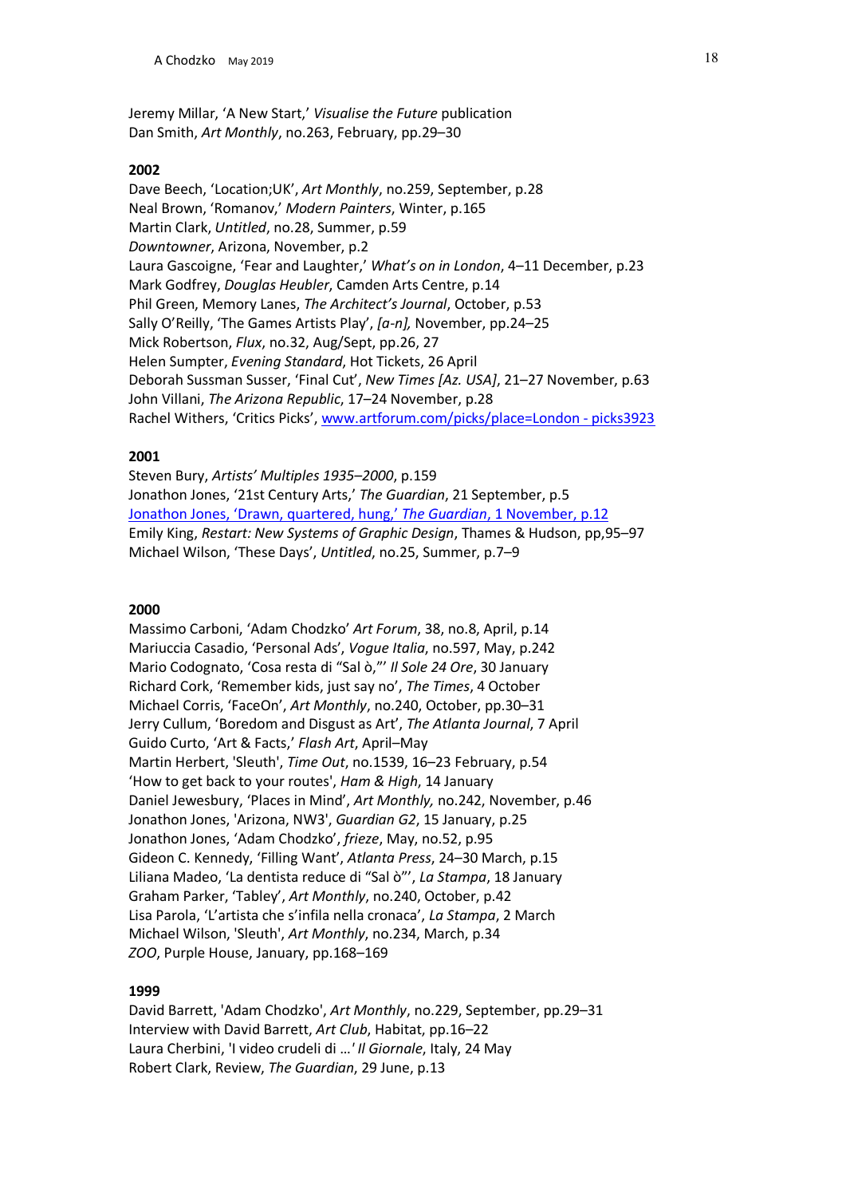Jeremy Millar, 'A New Start,' *Visualise the Future* publication
Dan Smith, *Art Monthly*, no.263, February, pp.29–30

**2002**
Dave Beech, 'Location;UK', *Art Monthly*, no.259, September, p.28
Neal Brown, 'Romanov,' *Modern Painters*, Winter, p.165
Martin Clark, *Untitled*, no.28, Summer, p.59
*Downtowner*, Arizona, November, p.2
Laura Gascoigne, 'Fear and Laughter,' *What's on in London*, 4–11 December, p.23
Mark Godfrey, *Douglas Heubler*, Camden Arts Centre, p.14
Phil Green, Memory Lanes, *The Architect's Journal*, October, p.53
Sally O'Reilly, 'The Games Artists Play', *[a-n]*, November, pp.24–25
Mick Robertson, *Flux*, no.32, Aug/Sept, pp.26, 27
Helen Sumpter, *Evening Standard*, Hot Tickets, 26 April
Deborah Sussman Susser, 'Final Cut', *New Times [Az. USA]*, 21–27 November, p.63
John Villani, *The Arizona Republic*, 17–24 November, p.28
Rachel Withers, 'Critics Picks', www.artforum.com/picks/place=London - picks3923

**2001**
Steven Bury, *Artists' Multiples 1935–2000*, p.159
Jonathon Jones, '21st Century Arts,' *The Guardian*, 21 September, p.5
Jonathon Jones, 'Drawn, quartered, hung,' *The Guardian*, 1 November, p.12
Emily King, *Restart: New Systems of Graphic Design*, Thames & Hudson, pp,95–97
Michael Wilson, 'These Days', *Untitled*, no.25, Summer, p.7–9

**2000**
Massimo Carboni, 'Adam Chodzko' *Art Forum*, 38, no.8, April, p.14
Mariuccia Casadio, 'Personal Ads', *Vogue Italia*, no.597, May, p.242
Mario Codognato, 'Cosa resta di "Sal ò,"' *Il Sole 24 Ore*, 30 January
Richard Cork, 'Remember kids, just say no', *The Times*, 4 October
Michael Corris, 'FaceOn', *Art Monthly*, no.240, October, pp.30–31
Jerry Cullum, 'Boredom and Disgust as Art', *The Atlanta Journal*, 7 April
Guido Curto, 'Art & Facts,' *Flash Art*, April–May
Martin Herbert, 'Sleuth', *Time Out*, no.1539, 16–23 February, p.54
'How to get back to your routes', *Ham & High*, 14 January
Daniel Jewesbury, 'Places in Mind', *Art Monthly,* no.242, November, p.46
Jonathon Jones, 'Arizona, NW3', *Guardian G2*, 15 January, p.25
Jonathon Jones, 'Adam Chodzko', *frieze*, May, no.52, p.95
Gideon C. Kennedy, 'Filling Want', *Atlanta Press*, 24–30 March, p.15
Liliana Madeo, 'La dentista reduce di "Sal ò"', *La Stampa*, 18 January
Graham Parker, 'Tabley', *Art Monthly*, no.240, October, p.42
Lisa Parola, 'L'artista che s'infila nella cronaca', *La Stampa*, 2 March
Michael Wilson, 'Sleuth', *Art Monthly*, no.234, March, p.34
*ZOO*, Purple House, January, pp.168–169

**1999**
David Barrett, 'Adam Chodzko', *Art Monthly*, no.229, September, pp.29–31
Interview with David Barrett, *Art Club*, Habitat, pp.16–22
Laura Cherbini, 'I video crudeli di …' *Il Giornale*, Italy, 24 May
Robert Clark, Review, *The Guardian*, 29 June, p.13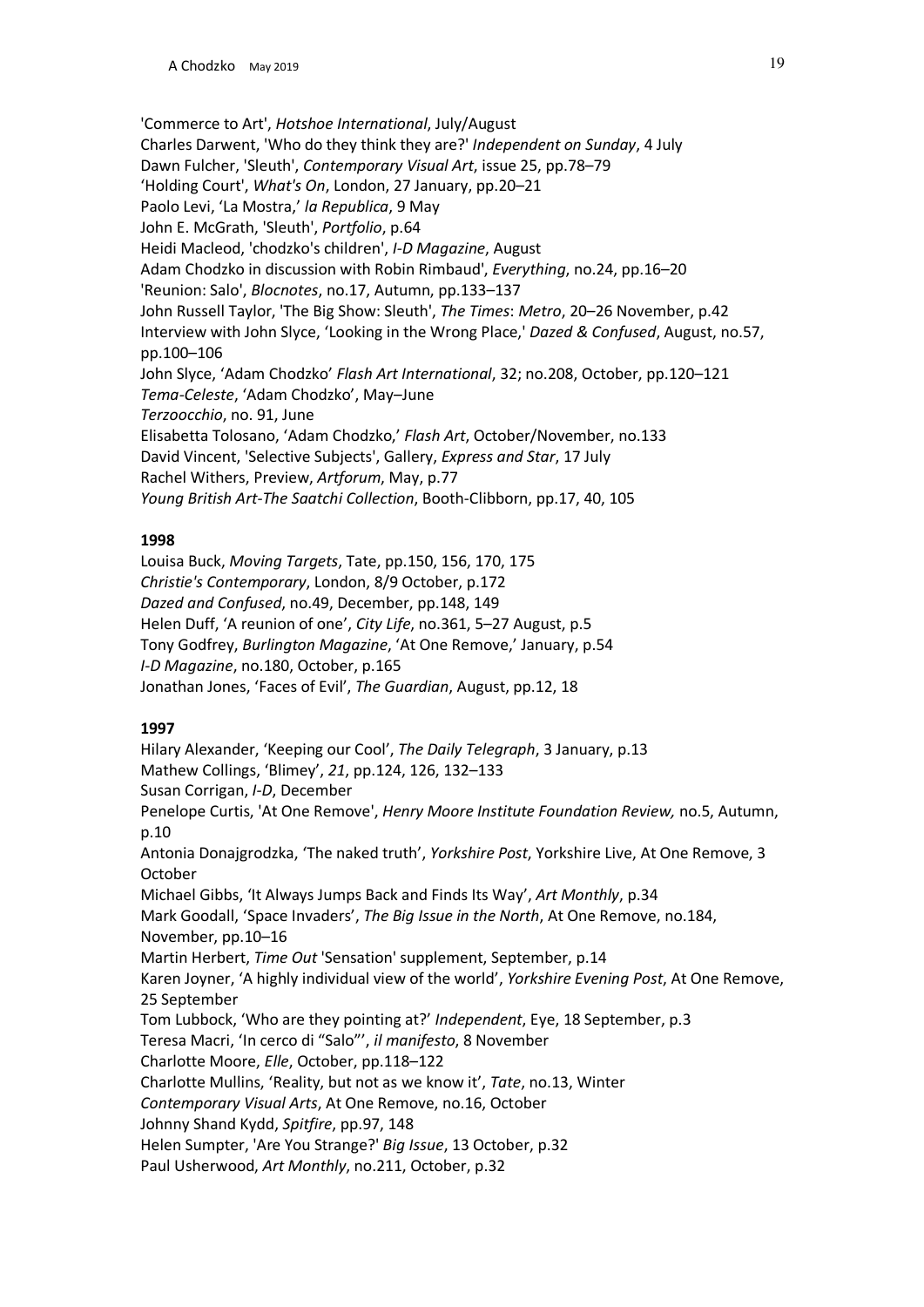'Commerce to Art', *Hotshoe International*, July/August
Charles Darwent, 'Who do they think they are?' *Independent on Sunday*, 4 July
Dawn Fulcher, 'Sleuth', *Contemporary Visual Art*, issue 25, pp.78–79
'Holding Court', *What's On*, London, 27 January, pp.20–21
Paolo Levi, 'La Mostra,' *la Republica*, 9 May
John E. McGrath, 'Sleuth', *Portfolio*, p.64
Heidi Macleod, 'chodzko's children', *I-D Magazine*, August
Adam Chodzko in discussion with Robin Rimbaud', *Everything*, no.24, pp.16–20
'Reunion: Salo', *Blocnotes*, no.17, Autumn, pp.133–137
John Russell Taylor, 'The Big Show: Sleuth', *The Times*: *Metro*, 20–26 November, p.42
Interview with John Slyce, 'Looking in the Wrong Place,' *Dazed & Confused*, August, no.57, pp.100–106
John Slyce, 'Adam Chodzko' *Flash Art International*, 32; no.208, October, pp.120–121
*Tema-Celeste*, 'Adam Chodzko', May–June
*Terzoocchio*, no. 91, June
Elisabetta Tolosano, 'Adam Chodzko,' *Flash Art*, October/November, no.133
David Vincent, 'Selective Subjects', Gallery, *Express and Star*, 17 July
Rachel Withers, Preview, *Artforum*, May, p.77
*Young British Art-The Saatchi Collection*, Booth-Clibborn, pp.17, 40, 105

**1998**

Louisa Buck, *Moving Targets*, Tate, pp.150, 156, 170, 175
*Christie's Contemporary*, London, 8/9 October, p.172
*Dazed and Confused*, no.49, December, pp.148, 149
Helen Duff, 'A reunion of one', *City Life*, no.361, 5–27 August, p.5
Tony Godfrey, *Burlington Magazine*, 'At One Remove,' January, p.54
*I-D Magazine*, no.180, October, p.165
Jonathan Jones, 'Faces of Evil', *The Guardian*, August, pp.12, 18

**1997**

Hilary Alexander, 'Keeping our Cool', *The Daily Telegraph*, 3 January, p.13
Mathew Collings, 'Blimey', *21*, pp.124, 126, 132–133
Susan Corrigan, *I-D*, December
Penelope Curtis, 'At One Remove', *Henry Moore Institute Foundation Review,* no.5, Autumn, p.10
Antonia Donajgrodzka, 'The naked truth', *Yorkshire Post*, Yorkshire Live, At One Remove, 3 October
Michael Gibbs, 'It Always Jumps Back and Finds Its Way', *Art Monthly*, p.34
Mark Goodall, 'Space Invaders', *The Big Issue in the North*, At One Remove, no.184, November, pp.10–16
Martin Herbert, *Time Out* 'Sensation' supplement, September, p.14
Karen Joyner, 'A highly individual view of the world', *Yorkshire Evening Post*, At One Remove, 25 September
Tom Lubbock, 'Who are they pointing at?' *Independent*, Eye, 18 September, p.3
Teresa Macri, 'In cerco di "Salo"', *il manifesto*, 8 November
Charlotte Moore, *Elle*, October, pp.118–122
Charlotte Mullins, 'Reality, but not as we know it', *Tate*, no.13, Winter
*Contemporary Visual Arts*, At One Remove, no.16, October
Johnny Shand Kydd, *Spitfire*, pp.97, 148
Helen Sumpter, 'Are You Strange?' *Big Issue*, 13 October, p.32
Paul Usherwood, *Art Monthly*, no.211, October, p.32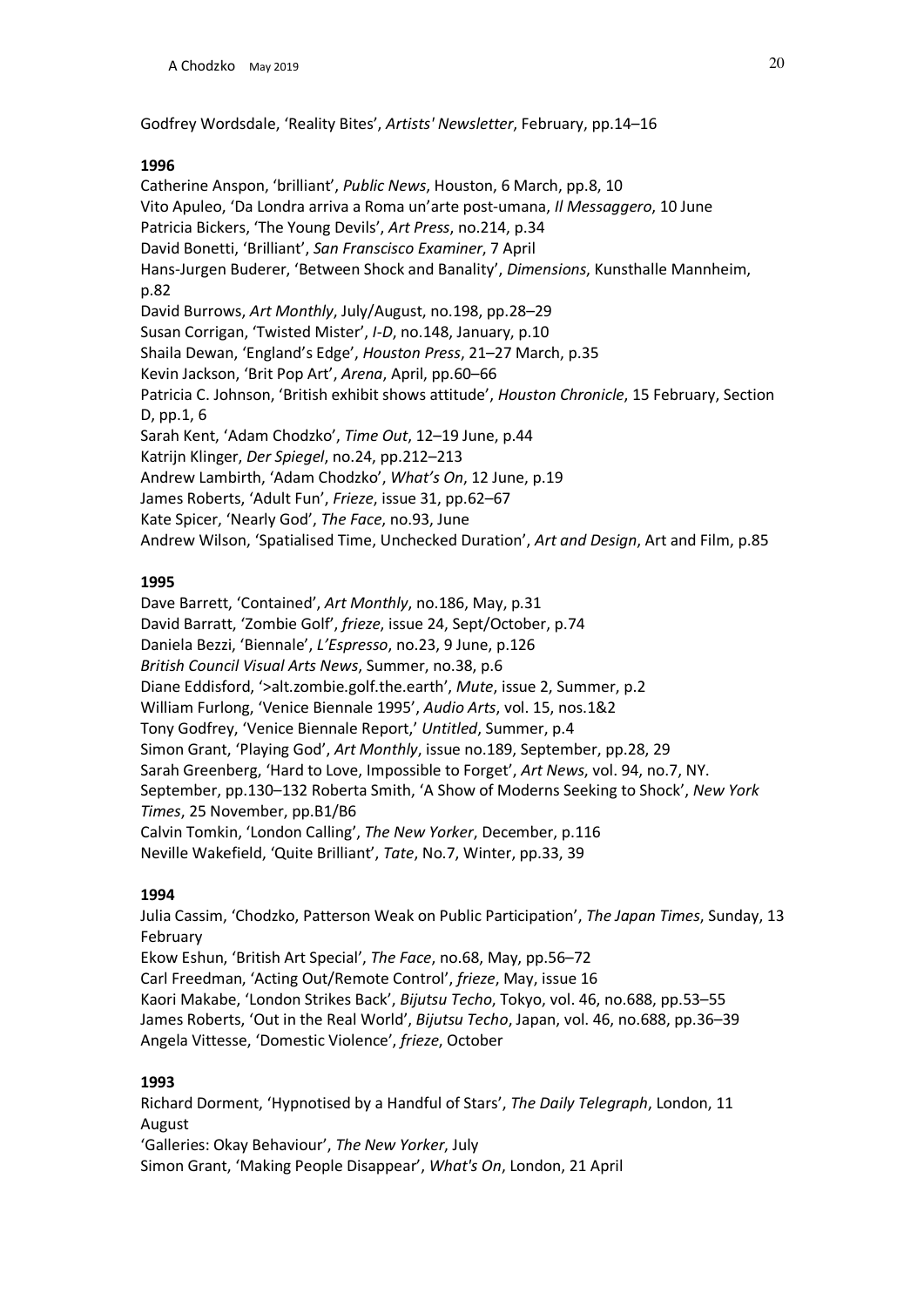Godfrey Wordsdale, 'Reality Bites', *Artists' Newsletter*, February, pp.14–16

**1996**

Catherine Anspon, 'brilliant', *Public News*, Houston, 6 March, pp.8, 10
Vito Apuleo, 'Da Londra arriva a Roma un'arte post-umana, *Il Messaggero*, 10 June
Patricia Bickers, 'The Young Devils', *Art Press*, no.214, p.34
David Bonetti, 'Brilliant', *San Franscisco Examiner*, 7 April
Hans-Jurgen Buderer, 'Between Shock and Banality', *Dimensions*, Kunsthalle Mannheim, p.82
David Burrows, *Art Monthly*, July/August, no.198, pp.28–29
Susan Corrigan, 'Twisted Mister', *I-D*, no.148, January, p.10
Shaila Dewan, 'England's Edge', *Houston Press*, 21–27 March, p.35
Kevin Jackson, 'Brit Pop Art', *Arena*, April, pp.60–66
Patricia C. Johnson, 'British exhibit shows attitude', *Houston Chronicle*, 15 February, Section D, pp.1, 6
Sarah Kent, 'Adam Chodzko', *Time Out*, 12–19 June, p.44
Katrijn Klinger, *Der Spiegel*, no.24, pp.212–213
Andrew Lambirth, 'Adam Chodzko', *What's On*, 12 June, p.19
James Roberts, 'Adult Fun', *Frieze*, issue 31, pp.62–67
Kate Spicer, 'Nearly God', *The Face*, no.93, June
Andrew Wilson, 'Spatialised Time, Unchecked Duration', *Art and Design*, Art and Film, p.85

**1995**

Dave Barrett, 'Contained', *Art Monthly*, no.186, May, p.31
David Barratt, 'Zombie Golf', *frieze*, issue 24, Sept/October, p.74
Daniela Bezzi, 'Biennale', *L'Espresso*, no.23, 9 June, p.126
*British Council Visual Arts News*, Summer, no.38, p.6
Diane Eddisford, '>alt.zombie.golf.the.earth', *Mute*, issue 2, Summer, p.2
William Furlong, 'Venice Biennale 1995', *Audio Arts*, vol. 15, nos.1&2
Tony Godfrey, 'Venice Biennale Report,' *Untitled*, Summer, p.4
Simon Grant, 'Playing God', *Art Monthly*, issue no.189, September, pp.28, 29
Sarah Greenberg, 'Hard to Love, Impossible to Forget', *Art News*, vol. 94, no.7, NY. September, pp.130–132 Roberta Smith, 'A Show of Moderns Seeking to Shock', *New York Times*, 25 November, pp.B1/B6
Calvin Tomkin, 'London Calling', *The New Yorker*, December, p.116
Neville Wakefield, 'Quite Brilliant', *Tate*, No.7, Winter, pp.33, 39

**1994**

Julia Cassim, 'Chodzko, Patterson Weak on Public Participation', *The Japan Times*, Sunday, 13 February
Ekow Eshun, 'British Art Special', *The Face*, no.68, May, pp.56–72
Carl Freedman, 'Acting Out/Remote Control', *frieze*, May, issue 16
Kaori Makabe, 'London Strikes Back', *Bijutsu Techo*, Tokyo, vol. 46, no.688, pp.53–55
James Roberts, 'Out in the Real World', *Bijutsu Techo*, Japan, vol. 46, no.688, pp.36–39
Angela Vittesse, 'Domestic Violence', *frieze*, October

**1993**

Richard Dorment, 'Hypnotised by a Handful of Stars', *The Daily Telegraph*, London, 11 August
'Galleries: Okay Behaviour', *The New Yorker*, July
Simon Grant, 'Making People Disappear', *What's On*, London, 21 April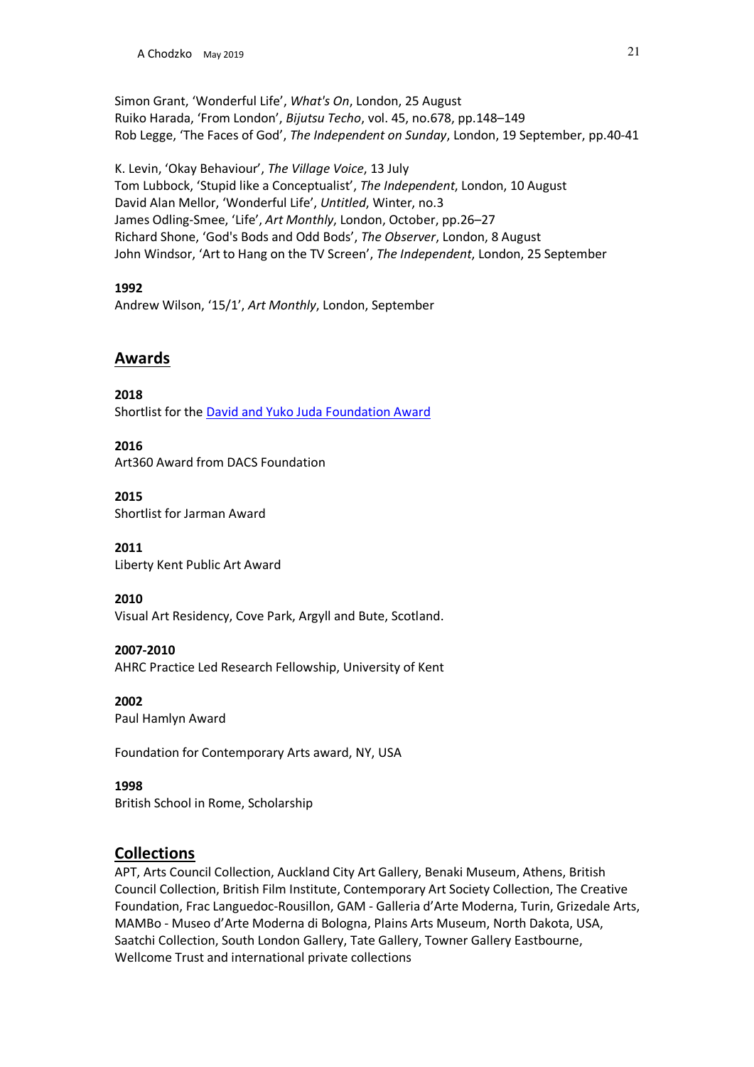Simon Grant, 'Wonderful Life', *What's On*, London, 25 August
Ruiko Harada, 'From London', *Bijutsu Techo*, vol. 45, no.678, pp.148–149
Rob Legge, 'The Faces of God', *The Independent on Sunday*, London, 19 September, pp.40-41

K. Levin, 'Okay Behaviour', *The Village Voice*, 13 July
Tom Lubbock, 'Stupid like a Conceptualist', *The Independent*, London, 10 August
David Alan Mellor, 'Wonderful Life', *Untitled*, Winter, no.3
James Odling-Smee, 'Life', *Art Monthly*, London, October, pp.26–27
Richard Shone, 'God's Bods and Odd Bods', *The Observer*, London, 8 August
John Windsor, 'Art to Hang on the TV Screen', *The Independent*, London, 25 September

**1992**
Andrew Wilson, '15/1', *Art Monthly*, London, September

## Awards

**2018**
Shortlist for the David and Yuko Juda Foundation Award

**2016**
Art360 Award from DACS Foundation

**2015**
Shortlist for Jarman Award

**2011**
Liberty Kent Public Art Award

**2010**
Visual Art Residency, Cove Park, Argyll and Bute, Scotland.

**2007-2010**
AHRC Practice Led Research Fellowship, University of Kent

**2002**
Paul Hamlyn Award

Foundation for Contemporary Arts award, NY, USA

**1998**
British School in Rome, Scholarship

## Collections

APT, Arts Council Collection, Auckland City Art Gallery, Benaki Museum, Athens, British Council Collection, British Film Institute, Contemporary Art Society Collection, The Creative Foundation, Frac Languedoc-Rousillon, GAM - Galleria d'Arte Moderna, Turin, Grizedale Arts, MAMBo - Museo d'Arte Moderna di Bologna, Plains Arts Museum, North Dakota, USA, Saatchi Collection, South London Gallery, Tate Gallery, Towner Gallery Eastbourne, Wellcome Trust and international private collections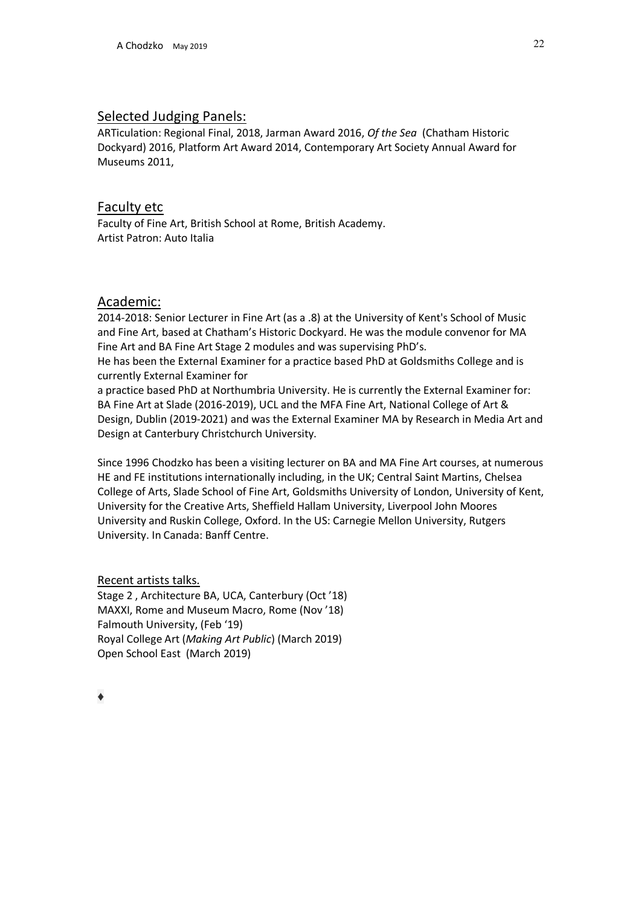## Selected Judging Panels:

ARTiculation: Regional Final, 2018, Jarman Award 2016, *Of the Sea* (Chatham Historic Dockyard) 2016, Platform Art Award 2014, Contemporary Art Society Annual Award for Museums 2011,

## Faculty etc

Faculty of Fine Art, British School at Rome, British Academy.
Artist Patron: Auto Italia

## Academic:

2014-2018: Senior Lecturer in Fine Art (as a .8) at the University of Kent's School of Music and Fine Art, based at Chatham's Historic Dockyard. He was the module convenor for MA Fine Art and BA Fine Art Stage 2 modules and was supervising PhD's.
He has been the External Examiner for a practice based PhD at Goldsmiths College and is currently External Examiner for
a practice based PhD at Northumbria University. He is currently the External Examiner for: BA Fine Art at Slade (2016-2019), UCL and the MFA Fine Art, National College of Art & Design, Dublin (2019-2021) and was the External Examiner MA by Research in Media Art and Design at Canterbury Christchurch University.

Since 1996 Chodzko has been a visiting lecturer on BA and MA Fine Art courses, at numerous HE and FE institutions internationally including, in the UK; Central Saint Martins, Chelsea College of Arts, Slade School of Fine Art, Goldsmiths University of London, University of Kent, University for the Creative Arts, Sheffield Hallam University, Liverpool John Moores University and Ruskin College, Oxford. In the US: Carnegie Mellon University, Rutgers University. In Canada: Banff Centre.

### Recent artists talks.

Stage 2 , Architecture BA, UCA, Canterbury (Oct '18)
MAXXI, Rome and Museum Macro, Rome (Nov '18)
Falmouth University, (Feb '19)
Royal College Art (*Making Art Public*) (March 2019)
Open School East (March 2019)

♦